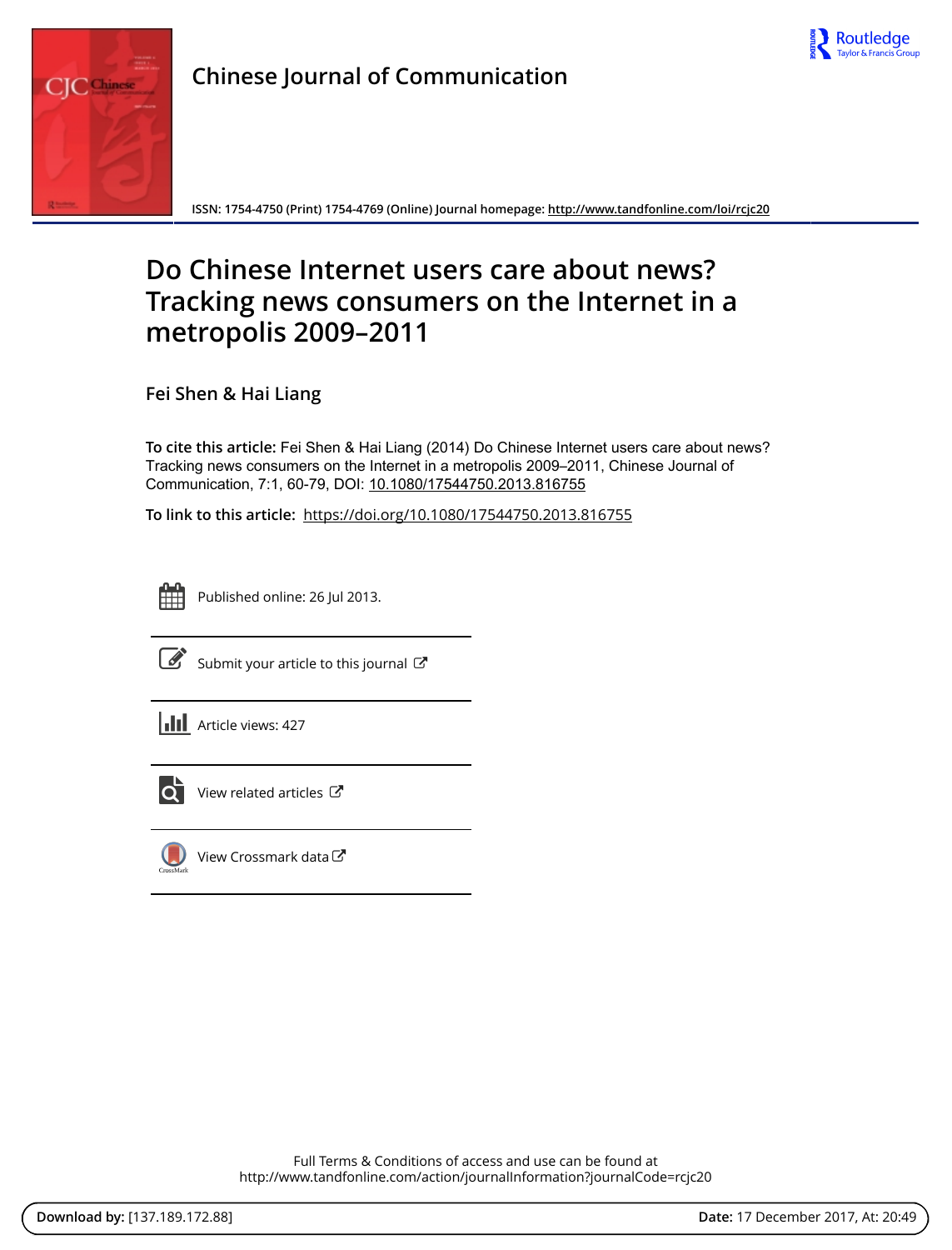Chinese Journal of Communication

ISSN: 1754-4750 (Print) 1754-4769 (Online) Journal homepage: http://www.tandfonline.com/loi/rcjc20

# Do Chinese Internet users care about news? Tracking news consumers on the Internet in a metropolis 2009–2011

**Fei Shen & Hai Liang**

**To cite this article:** Fei Shen & Hai Liang (2014) Do Chinese Internet users care about news? Tracking news consumers on the Internet in a metropolis 2009–2011, Chinese Journal of Communication, 7:1, 60-79, DOI: 10.1080/17544750.2013.816755

**To link to this article:** https://doi.org/10.1080/17544750.2013.816755

Published online: 26 Jul 2013.

Submit your article to this journal

Article views: 427

View related articles

View Crossmark data

Full Terms & Conditions of access and use can be found at
http://www.tandfonline.com/action/journalInformation?journalCode=rcjc20

**Download by:** [137.189.172.88] **Date:** 17 December 2017, At: 20:49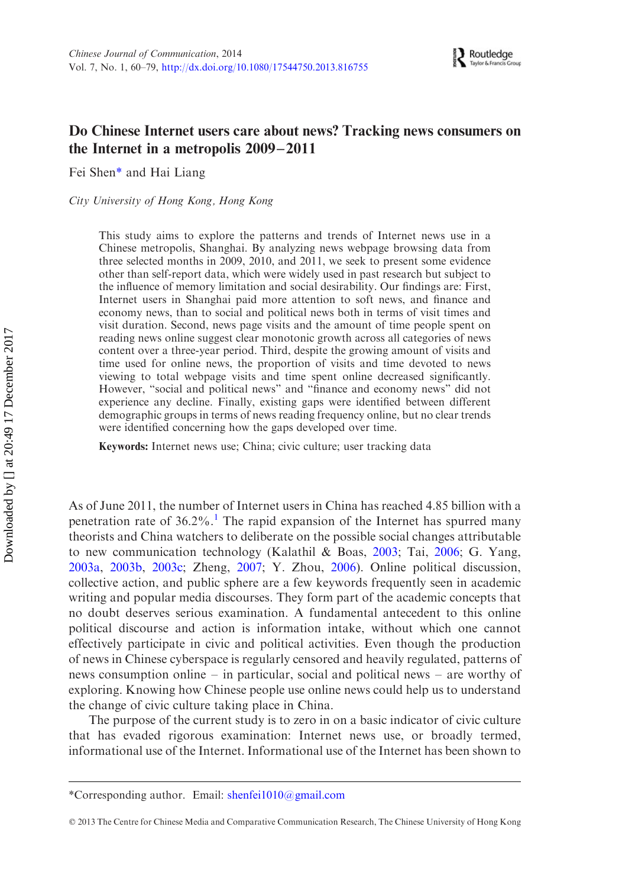# Do Chinese Internet users care about news? Tracking news consumers on the Internet in a metropolis 2009–2011

Fei Shen* and Hai Liang

*City University of Hong Kong, Hong Kong*

This study aims to explore the patterns and trends of Internet news use in a Chinese metropolis, Shanghai. By analyzing news webpage browsing data from three selected months in 2009, 2010, and 2011, we seek to present some evidence other than self-report data, which were widely used in past research but subject to the influence of memory limitation and social desirability. Our findings are: First, Internet users in Shanghai paid more attention to soft news, and finance and economy news, than to social and political news both in terms of visit times and visit duration. Second, news page visits and the amount of time people spent on reading news online suggest clear monotonic growth across all categories of news content over a three-year period. Third, despite the growing amount of visits and time used for online news, the proportion of visits and time devoted to news viewing to total webpage visits and time spent online decreased significantly. However, "social and political news" and "finance and economy news" did not experience any decline. Finally, existing gaps were identified between different demographic groups in terms of news reading frequency online, but no clear trends were identified concerning how the gaps developed over time.

**Keywords:** Internet news use; China; civic culture; user tracking data

As of June 2011, the number of Internet users in China has reached 4.85 billion with a penetration rate of 36.2%.[1] The rapid expansion of the Internet has spurred many theorists and China watchers to deliberate on the possible social changes attributable to new communication technology (Kalathil & Boas, 2003; Tai, 2006; G. Yang, 2003a, 2003b, 2003c; Zheng, 2007; Y. Zhou, 2006). Online political discussion, collective action, and public sphere are a few keywords frequently seen in academic writing and popular media discourses. They form part of the academic concepts that no doubt deserves serious examination. A fundamental antecedent to this online political discourse and action is information intake, without which one cannot effectively participate in civic and political activities. Even though the production of news in Chinese cyberspace is regularly censored and heavily regulated, patterns of news consumption online – in particular, social and political news – are worthy of exploring. Knowing how Chinese people use online news could help us to understand the change of civic culture taking place in China.

The purpose of the current study is to zero in on a basic indicator of civic culture that has evaded rigorous examination: Internet news use, or broadly termed, informational use of the Internet. Informational use of the Internet has been shown to

*Corresponding author. Email: shenfei1010@gmail.com

© 2013 The Centre for Chinese Media and Comparative Communication Research, The Chinese University of Hong Kong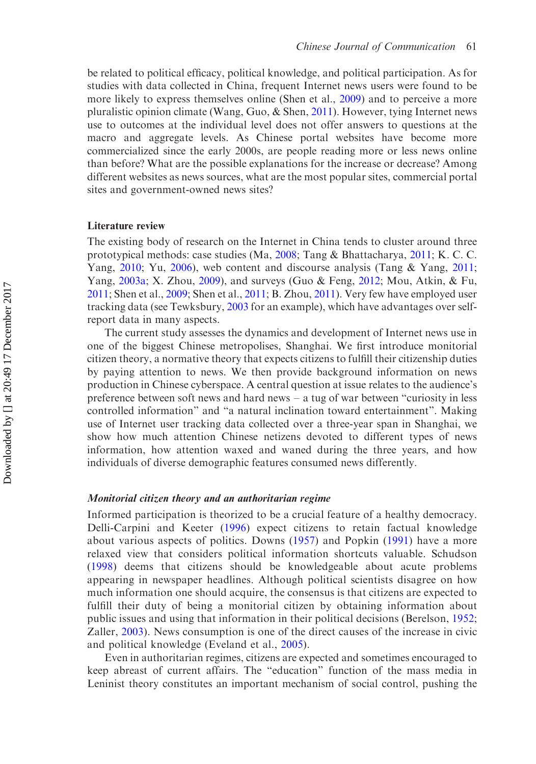be related to political efficacy, political knowledge, and political participation. As for studies with data collected in China, frequent Internet news users were found to be more likely to express themselves online (Shen et al., 2009) and to perceive a more pluralistic opinion climate (Wang, Guo, & Shen, 2011). However, tying Internet news use to outcomes at the individual level does not offer answers to questions at the macro and aggregate levels. As Chinese portal websites have become more commercialized since the early 2000s, are people reading more or less news online than before? What are the possible explanations for the increase or decrease? Among different websites as news sources, what are the most popular sites, commercial portal sites and government-owned news sites?

## Literature review

The existing body of research on the Internet in China tends to cluster around three prototypical methods: case studies (Ma, 2008; Tang & Bhattacharya, 2011; K. C. C. Yang, 2010; Yu, 2006), web content and discourse analysis (Tang & Yang, 2011; Yang, 2003a; X. Zhou, 2009), and surveys (Guo & Feng, 2012; Mou, Atkin, & Fu, 2011; Shen et al., 2009; Shen et al., 2011; B. Zhou, 2011). Very few have employed user tracking data (see Tewksbury, 2003 for an example), which have advantages over self-report data in many aspects.

The current study assesses the dynamics and development of Internet news use in one of the biggest Chinese metropolises, Shanghai. We first introduce monitorial citizen theory, a normative theory that expects citizens to fulfill their citizenship duties by paying attention to news. We then provide background information on news production in Chinese cyberspace. A central question at issue relates to the audience's preference between soft news and hard news – a tug of war between "curiosity in less controlled information" and "a natural inclination toward entertainment". Making use of Internet user tracking data collected over a three-year span in Shanghai, we show how much attention Chinese netizens devoted to different types of news information, how attention waxed and waned during the three years, and how individuals of diverse demographic features consumed news differently.

### *Monitorial citizen theory and an authoritarian regime*

Informed participation is theorized to be a crucial feature of a healthy democracy. Delli-Carpini and Keeter (1996) expect citizens to retain factual knowledge about various aspects of politics. Downs (1957) and Popkin (1991) have a more relaxed view that considers political information shortcuts valuable. Schudson (1998) deems that citizens should be knowledgeable about acute problems appearing in newspaper headlines. Although political scientists disagree on how much information one should acquire, the consensus is that citizens are expected to fulfill their duty of being a monitorial citizen by obtaining information about public issues and using that information in their political decisions (Berelson, 1952; Zaller, 2003). News consumption is one of the direct causes of the increase in civic and political knowledge (Eveland et al., 2005).

Even in authoritarian regimes, citizens are expected and sometimes encouraged to keep abreast of current affairs. The "education" function of the mass media in Leninist theory constitutes an important mechanism of social control, pushing the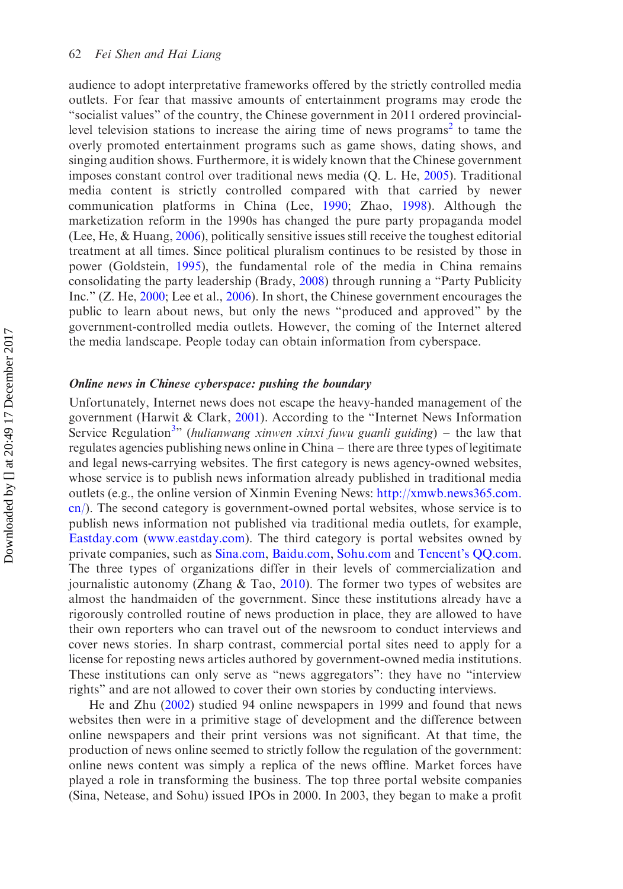audience to adopt interpretative frameworks offered by the strictly controlled media outlets. For fear that massive amounts of entertainment programs may erode the "socialist values" of the country, the Chinese government in 2011 ordered provincial-level television stations to increase the airing time of news programs[2] to tame the overly promoted entertainment programs such as game shows, dating shows, and singing audition shows. Furthermore, it is widely known that the Chinese government imposes constant control over traditional news media (Q. L. He, 2005). Traditional media content is strictly controlled compared with that carried by newer communication platforms in China (Lee, 1990; Zhao, 1998). Although the marketization reform in the 1990s has changed the pure party propaganda model (Lee, He, & Huang, 2006), politically sensitive issues still receive the toughest editorial treatment at all times. Since political pluralism continues to be resisted by those in power (Goldstein, 1995), the fundamental role of the media in China remains consolidating the party leadership (Brady, 2008) through running a "Party Publicity Inc." (Z. He, 2000; Lee et al., 2006). In short, the Chinese government encourages the public to learn about news, but only the news "produced and approved" by the government-controlled media outlets. However, the coming of the Internet altered the media landscape. People today can obtain information from cyberspace.

### *Online news in Chinese cyberspace: pushing the boundary*

Unfortunately, Internet news does not escape the heavy-handed management of the government (Harwit & Clark, 2001). According to the "Internet News Information Service Regulation[3]" (*hulianwang xinwen xinxi fuwu guanli guiding*) – the law that regulates agencies publishing news online in China – there are three types of legitimate and legal news-carrying websites. The first category is news agency-owned websites, whose service is to publish news information already published in traditional media outlets (e.g., the online version of Xinmin Evening News: http://xmwb.news365.com.cn/). The second category is government-owned portal websites, whose service is to publish news information not published via traditional media outlets, for example, Eastday.com (www.eastday.com). The third category is portal websites owned by private companies, such as Sina.com, Baidu.com, Sohu.com and Tencent's QQ.com. The three types of organizations differ in their levels of commercialization and journalistic autonomy (Zhang & Tao, 2010). The former two types of websites are almost the handmaiden of the government. Since these institutions already have a rigorously controlled routine of news production in place, they are allowed to have their own reporters who can travel out of the newsroom to conduct interviews and cover news stories. In sharp contrast, commercial portal sites need to apply for a license for reposting news articles authored by government-owned media institutions. These institutions can only serve as "news aggregators": they have no "interview rights" and are not allowed to cover their own stories by conducting interviews.

He and Zhu (2002) studied 94 online newspapers in 1999 and found that news websites then were in a primitive stage of development and the difference between online newspapers and their print versions was not significant. At that time, the production of news online seemed to strictly follow the regulation of the government: online news content was simply a replica of the news offline. Market forces have played a role in transforming the business. The top three portal website companies (Sina, Netease, and Sohu) issued IPOs in 2000. In 2003, they began to make a profit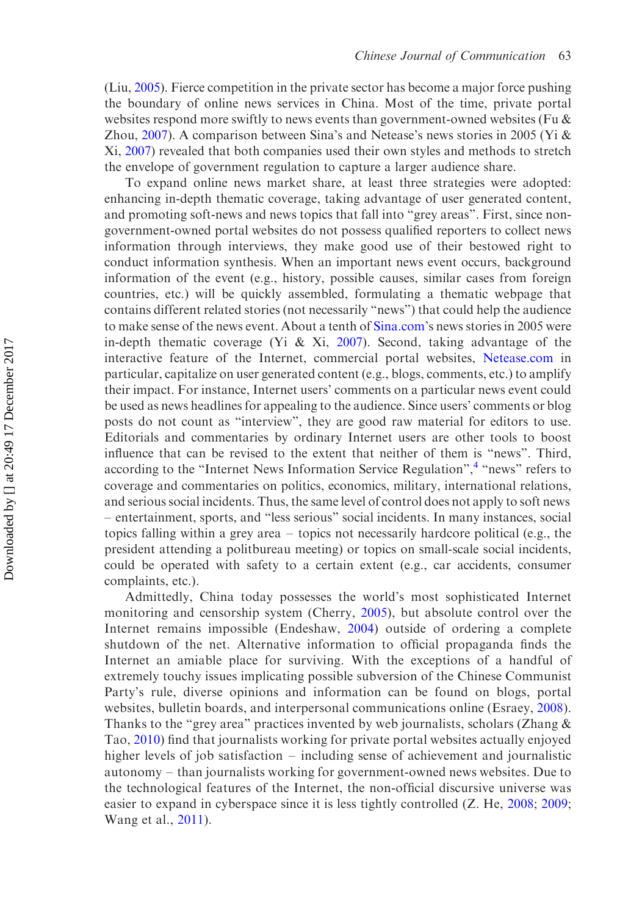(Liu, 2005). Fierce competition in the private sector has become a major force pushing the boundary of online news services in China. Most of the time, private portal websites respond more swiftly to news events than government-owned websites (Fu & Zhou, 2007). A comparison between Sina's and Netease's news stories in 2005 (Yi & Xi, 2007) revealed that both companies used their own styles and methods to stretch the envelope of government regulation to capture a larger audience share.

To expand online news market share, at least three strategies were adopted: enhancing in-depth thematic coverage, taking advantage of user generated content, and promoting soft-news and news topics that fall into "grey areas". First, since non-government-owned portal websites do not possess qualified reporters to collect news information through interviews, they make good use of their bestowed right to conduct information synthesis. When an important news event occurs, background information of the event (e.g., history, possible causes, similar cases from foreign countries, etc.) will be quickly assembled, formulating a thematic webpage that contains different related stories (not necessarily "news") that could help the audience to make sense of the news event. About a tenth of Sina.com's news stories in 2005 were in-depth thematic coverage (Yi & Xi, 2007). Second, taking advantage of the interactive feature of the Internet, commercial portal websites, Netease.com in particular, capitalize on user generated content (e.g., blogs, comments, etc.) to amplify their impact. For instance, Internet users' comments on a particular news event could be used as news headlines for appealing to the audience. Since users' comments or blog posts do not count as "interview", they are good raw material for editors to use. Editorials and commentaries by ordinary Internet users are other tools to boost influence that can be revised to the extent that neither of them is "news". Third, according to the "Internet News Information Service Regulation",[4] "news" refers to coverage and commentaries on politics, economics, military, international relations, and serious social incidents. Thus, the same level of control does not apply to soft news – entertainment, sports, and "less serious" social incidents. In many instances, social topics falling within a grey area – topics not necessarily hardcore political (e.g., the president attending a politbureau meeting) or topics on small-scale social incidents, could be operated with safety to a certain extent (e.g., car accidents, consumer complaints, etc.).

Admittedly, China today possesses the world's most sophisticated Internet monitoring and censorship system (Cherry, 2005), but absolute control over the Internet remains impossible (Endeshaw, 2004) outside of ordering a complete shutdown of the net. Alternative information to official propaganda finds the Internet an amiable place for surviving. With the exceptions of a handful of extremely touchy issues implicating possible subversion of the Chinese Communist Party's rule, diverse opinions and information can be found on blogs, portal websites, bulletin boards, and interpersonal communications online (Esraey, 2008). Thanks to the "grey area" practices invented by web journalists, scholars (Zhang & Tao, 2010) find that journalists working for private portal websites actually enjoyed higher levels of job satisfaction – including sense of achievement and journalistic autonomy – than journalists working for government-owned news websites. Due to the technological features of the Internet, the non-official discursive universe was easier to expand in cyberspace since it is less tightly controlled (Z. He, 2008; 2009; Wang et al., 2011).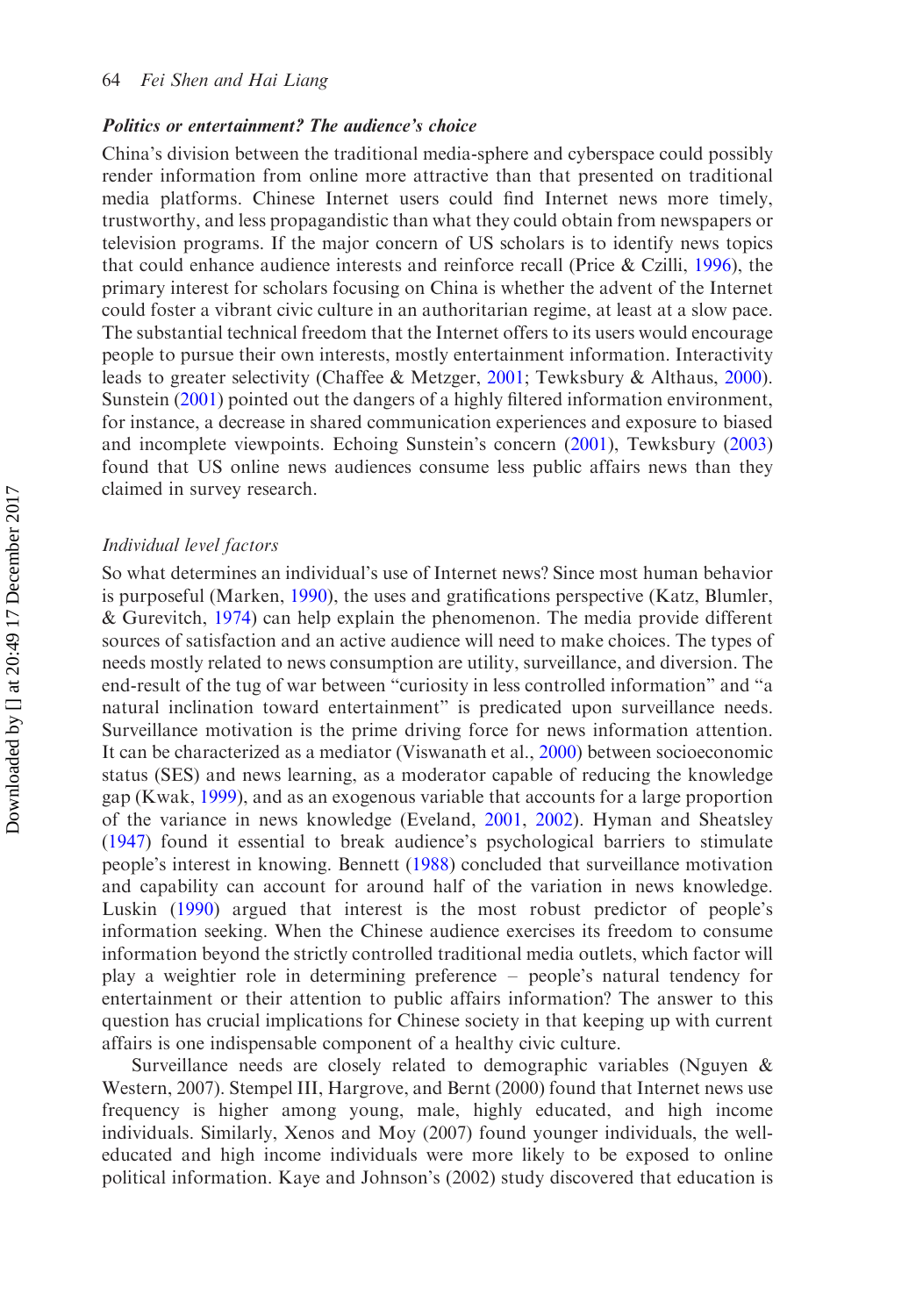### *Politics or entertainment? The audience's choice*

China's division between the traditional media-sphere and cyberspace could possibly render information from online more attractive than that presented on traditional media platforms. Chinese Internet users could find Internet news more timely, trustworthy, and less propagandistic than what they could obtain from newspapers or television programs. If the major concern of US scholars is to identify news topics that could enhance audience interests and reinforce recall (Price & Czilli, 1996), the primary interest for scholars focusing on China is whether the advent of the Internet could foster a vibrant civic culture in an authoritarian regime, at least at a slow pace. The substantial technical freedom that the Internet offers to its users would encourage people to pursue their own interests, mostly entertainment information. Interactivity leads to greater selectivity (Chaffee & Metzger, 2001; Tewksbury & Althaus, 2000). Sunstein (2001) pointed out the dangers of a highly filtered information environment, for instance, a decrease in shared communication experiences and exposure to biased and incomplete viewpoints. Echoing Sunstein's concern (2001), Tewksbury (2003) found that US online news audiences consume less public affairs news than they claimed in survey research.

#### *Individual level factors*

So what determines an individual's use of Internet news? Since most human behavior is purposeful (Marken, 1990), the uses and gratifications perspective (Katz, Blumler, & Gurevitch, 1974) can help explain the phenomenon. The media provide different sources of satisfaction and an active audience will need to make choices. The types of needs mostly related to news consumption are utility, surveillance, and diversion. The end-result of the tug of war between "curiosity in less controlled information" and "a natural inclination toward entertainment" is predicated upon surveillance needs. Surveillance motivation is the prime driving force for news information attention. It can be characterized as a mediator (Viswanath et al., 2000) between socioeconomic status (SES) and news learning, as a moderator capable of reducing the knowledge gap (Kwak, 1999), and as an exogenous variable that accounts for a large proportion of the variance in news knowledge (Eveland, 2001, 2002). Hyman and Sheatsley (1947) found it essential to break audience's psychological barriers to stimulate people's interest in knowing. Bennett (1988) concluded that surveillance motivation and capability can account for around half of the variation in news knowledge. Luskin (1990) argued that interest is the most robust predictor of people's information seeking. When the Chinese audience exercises its freedom to consume information beyond the strictly controlled traditional media outlets, which factor will play a weightier role in determining preference – people's natural tendency for entertainment or their attention to public affairs information? The answer to this question has crucial implications for Chinese society in that keeping up with current affairs is one indispensable component of a healthy civic culture.

Surveillance needs are closely related to demographic variables (Nguyen & Western, 2007). Stempel III, Hargrove, and Bernt (2000) found that Internet news use frequency is higher among young, male, highly educated, and high income individuals. Similarly, Xenos and Moy (2007) found younger individuals, the well-educated and high income individuals were more likely to be exposed to online political information. Kaye and Johnson's (2002) study discovered that education is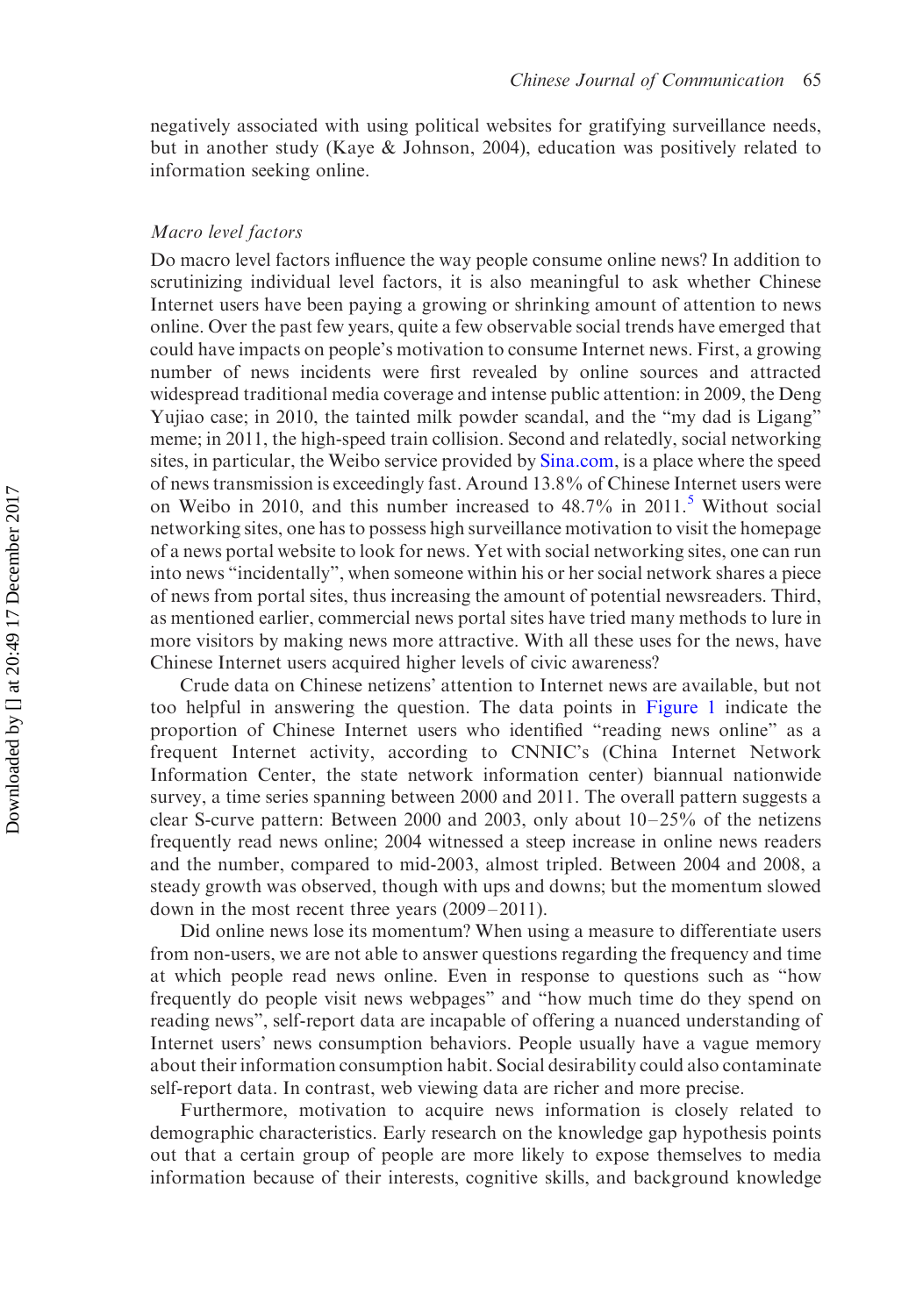negatively associated with using political websites for gratifying surveillance needs, but in another study (Kaye & Johnson, 2004), education was positively related to information seeking online.

### *Macro level factors*

Do macro level factors influence the way people consume online news? In addition to scrutinizing individual level factors, it is also meaningful to ask whether Chinese Internet users have been paying a growing or shrinking amount of attention to news online. Over the past few years, quite a few observable social trends have emerged that could have impacts on people's motivation to consume Internet news. First, a growing number of news incidents were first revealed by online sources and attracted widespread traditional media coverage and intense public attention: in 2009, the Deng Yujiao case; in 2010, the tainted milk powder scandal, and the "my dad is Ligang" meme; in 2011, the high-speed train collision. Second and relatedly, social networking sites, in particular, the Weibo service provided by Sina.com, is a place where the speed of news transmission is exceedingly fast. Around 13.8% of Chinese Internet users were on Weibo in 2010, and this number increased to 48.7% in 2011.[5] Without social networking sites, one has to possess high surveillance motivation to visit the homepage of a news portal website to look for news. Yet with social networking sites, one can run into news "incidentally", when someone within his or her social network shares a piece of news from portal sites, thus increasing the amount of potential newsreaders. Third, as mentioned earlier, commercial news portal sites have tried many methods to lure in more visitors by making news more attractive. With all these uses for the news, have Chinese Internet users acquired higher levels of civic awareness?

Crude data on Chinese netizens' attention to Internet news are available, but not too helpful in answering the question. The data points in Figure 1 indicate the proportion of Chinese Internet users who identified "reading news online" as a frequent Internet activity, according to CNNIC's (China Internet Network Information Center, the state network information center) biannual nationwide survey, a time series spanning between 2000 and 2011. The overall pattern suggests a clear S-curve pattern: Between 2000 and 2003, only about 10–25% of the netizens frequently read news online; 2004 witnessed a steep increase in online news readers and the number, compared to mid-2003, almost tripled. Between 2004 and 2008, a steady growth was observed, though with ups and downs; but the momentum slowed down in the most recent three years (2009–2011).

Did online news lose its momentum? When using a measure to differentiate users from non-users, we are not able to answer questions regarding the frequency and time at which people read news online. Even in response to questions such as "how frequently do people visit news webpages" and "how much time do they spend on reading news", self-report data are incapable of offering a nuanced understanding of Internet users' news consumption behaviors. People usually have a vague memory about their information consumption habit. Social desirability could also contaminate self-report data. In contrast, web viewing data are richer and more precise.

Furthermore, motivation to acquire news information is closely related to demographic characteristics. Early research on the knowledge gap hypothesis points out that a certain group of people are more likely to expose themselves to media information because of their interests, cognitive skills, and background knowledge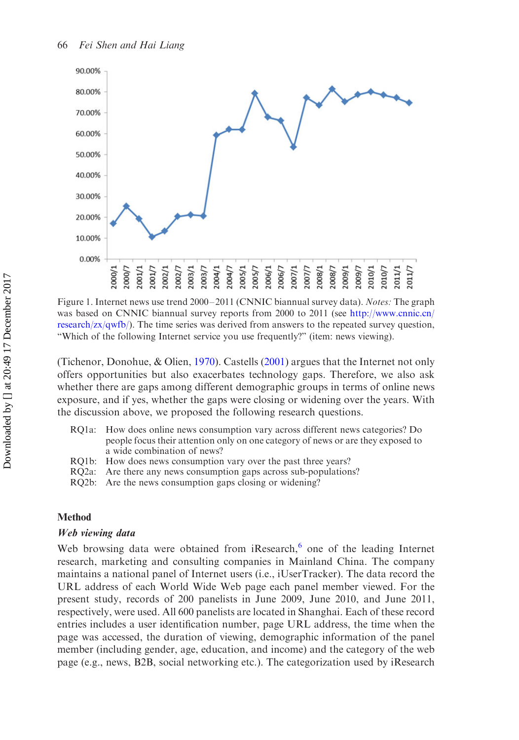Figure 1. Internet news use trend 2000–2011 (CNNIC biannual survey data). *Notes:* The graph was based on CNNIC biannual survey reports from 2000 to 2011 (see http://www.cnnic.cn/research/zx/qwfb/). The time series was derived from answers to the repeated survey question, "Which of the following Internet service you use frequently?" (item: news viewing).

(Tichenor, Donohue, & Olien, 1970). Castells (2001) argues that the Internet not only offers opportunities but also exacerbates technology gaps. Therefore, we also ask whether there are gaps among different demographic groups in terms of online news exposure, and if yes, whether the gaps were closing or widening over the years. With the discussion above, we proposed the following research questions.

- RQ1a: How does online news consumption vary across different news categories? Do people focus their attention only on one category of news or are they exposed to a wide combination of news?
- RQ1b: How does news consumption vary over the past three years?
- RQ2a: Are there any news consumption gaps across sub-populations?
- RQ2b: Are the news consumption gaps closing or widening?

## Method

### *Web viewing data*

Web browsing data were obtained from iResearch,[6] one of the leading Internet research, marketing and consulting companies in Mainland China. The company maintains a national panel of Internet users (i.e., iUserTracker). The data record the URL address of each World Wide Web page each panel member viewed. For the present study, records of 200 panelists in June 2009, June 2010, and June 2011, respectively, were used. All 600 panelists are located in Shanghai. Each of these record entries includes a user identification number, page URL address, the time when the page was accessed, the duration of viewing, demographic information of the panel member (including gender, age, education, and income) and the category of the web page (e.g., news, B2B, social networking etc.). The categorization used by iResearch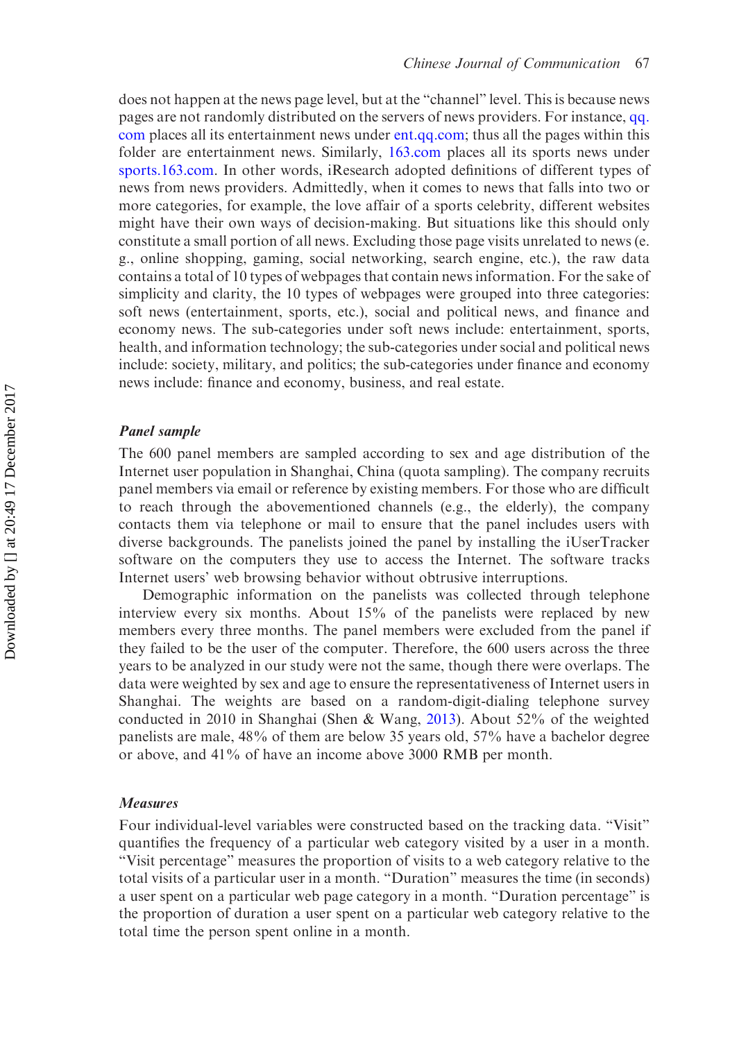does not happen at the news page level, but at the "channel" level. This is because news pages are not randomly distributed on the servers of news providers. For instance, qq.com places all its entertainment news under ent.qq.com; thus all the pages within this folder are entertainment news. Similarly, 163.com places all its sports news under sports.163.com. In other words, iResearch adopted definitions of different types of news from news providers. Admittedly, when it comes to news that falls into two or more categories, for example, the love affair of a sports celebrity, different websites might have their own ways of decision-making. But situations like this should only constitute a small portion of all news. Excluding those page visits unrelated to news (e.g., online shopping, gaming, social networking, search engine, etc.), the raw data contains a total of 10 types of webpages that contain news information. For the sake of simplicity and clarity, the 10 types of webpages were grouped into three categories: soft news (entertainment, sports, etc.), social and political news, and finance and economy news. The sub-categories under soft news include: entertainment, sports, health, and information technology; the sub-categories under social and political news include: society, military, and politics; the sub-categories under finance and economy news include: finance and economy, business, and real estate.

### *Panel sample*

The 600 panel members are sampled according to sex and age distribution of the Internet user population in Shanghai, China (quota sampling). The company recruits panel members via email or reference by existing members. For those who are difficult to reach through the abovementioned channels (e.g., the elderly), the company contacts them via telephone or mail to ensure that the panel includes users with diverse backgrounds. The panelists joined the panel by installing the iUserTracker software on the computers they use to access the Internet. The software tracks Internet users' web browsing behavior without obtrusive interruptions.

Demographic information on the panelists was collected through telephone interview every six months. About 15% of the panelists were replaced by new members every three months. The panel members were excluded from the panel if they failed to be the user of the computer. Therefore, the 600 users across the three years to be analyzed in our study were not the same, though there were overlaps. The data were weighted by sex and age to ensure the representativeness of Internet users in Shanghai. The weights are based on a random-digit-dialing telephone survey conducted in 2010 in Shanghai (Shen & Wang, 2013). About 52% of the weighted panelists are male, 48% of them are below 35 years old, 57% have a bachelor degree or above, and 41% of have an income above 3000 RMB per month.

### *Measures*

Four individual-level variables were constructed based on the tracking data. "Visit" quantifies the frequency of a particular web category visited by a user in a month. "Visit percentage" measures the proportion of visits to a web category relative to the total visits of a particular user in a month. "Duration" measures the time (in seconds) a user spent on a particular web page category in a month. "Duration percentage" is the proportion of duration a user spent on a particular web category relative to the total time the person spent online in a month.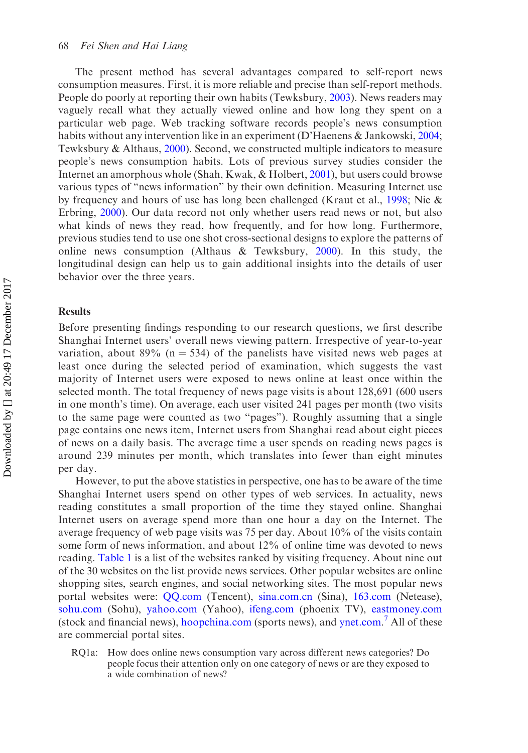The present method has several advantages compared to self-report news consumption measures. First, it is more reliable and precise than self-report methods. People do poorly at reporting their own habits (Tewksbury, 2003). News readers may vaguely recall what they actually viewed online and how long they spent on a particular web page. Web tracking software records people's news consumption habits without any intervention like in an experiment (D'Haenens & Jankowski, 2004; Tewksbury & Althaus, 2000). Second, we constructed multiple indicators to measure people's news consumption habits. Lots of previous survey studies consider the Internet an amorphous whole (Shah, Kwak, & Holbert, 2001), but users could browse various types of "news information" by their own definition. Measuring Internet use by frequency and hours of use has long been challenged (Kraut et al., 1998; Nie & Erbring, 2000). Our data record not only whether users read news or not, but also what kinds of news they read, how frequently, and for how long. Furthermore, previous studies tend to use one shot cross-sectional designs to explore the patterns of online news consumption (Althaus & Tewksbury, 2000). In this study, the longitudinal design can help us to gain additional insights into the details of user behavior over the three years.

## Results

Before presenting findings responding to our research questions, we first describe Shanghai Internet users' overall news viewing pattern. Irrespective of year-to-year variation, about 89% ($n = 534$) of the panelists have visited news web pages at least once during the selected period of examination, which suggests the vast majority of Internet users were exposed to news online at least once within the selected month. The total frequency of news page visits is about 128,691 (600 users in one month's time). On average, each user visited 241 pages per month (two visits to the same page were counted as two "pages"). Roughly assuming that a single page contains one news item, Internet users from Shanghai read about eight pieces of news on a daily basis. The average time a user spends on reading news pages is around 239 minutes per month, which translates into fewer than eight minutes per day.

However, to put the above statistics in perspective, one has to be aware of the time Shanghai Internet users spend on other types of web services. In actuality, news reading constitutes a small proportion of the time they stayed online. Shanghai Internet users on average spend more than one hour a day on the Internet. The average frequency of web page visits was 75 per day. About 10% of the visits contain some form of news information, and about 12% of online time was devoted to news reading. Table 1 is a list of the websites ranked by visiting frequency. About nine out of the 30 websites on the list provide news services. Other popular websites are online shopping sites, search engines, and social networking sites. The most popular news portal websites were: QQ.com (Tencent), sina.com.cn (Sina), 163.com (Netease), sohu.com (Sohu), yahoo.com (Yahoo), ifeng.com (phoenix TV), eastmoney.com (stock and financial news), hoopchina.com (sports news), and ynet.com.[7] All of these are commercial portal sites.

RQ1a: How does online news consumption vary across different news categories? Do people focus their attention only on one category of news or are they exposed to a wide combination of news?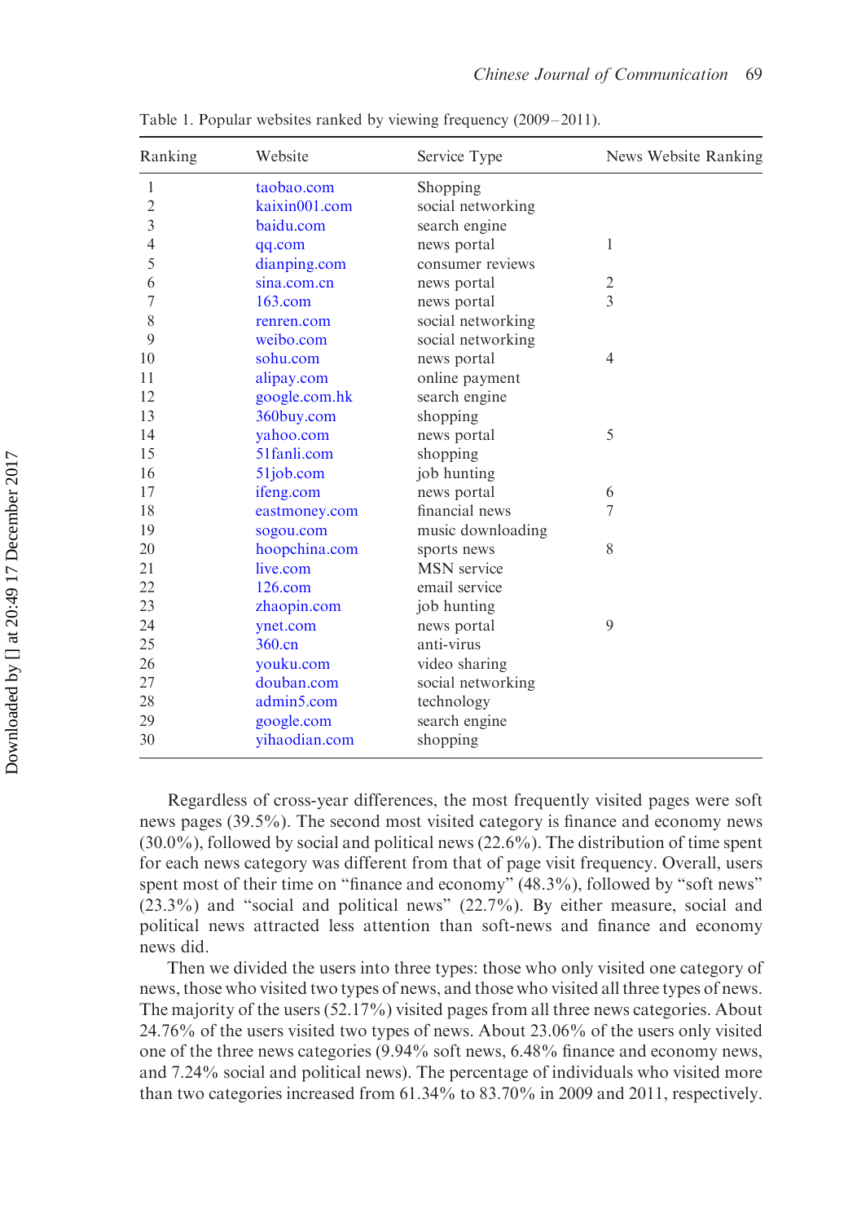Table 1. Popular websites ranked by viewing frequency (2009–2011).

| Ranking | Website | Service Type | News Website Ranking |
|---|---|---|---|
| 1 | taobao.com | Shopping | |
| 2 | kaixin001.com | social networking | |
| 3 | baidu.com | search engine | |
| 4 | qq.com | news portal | 1 |
| 5 | dianping.com | consumer reviews | |
| 6 | sina.com.cn | news portal | 2 |
| 7 | 163.com | news portal | 3 |
| 8 | renren.com | social networking | |
| 9 | weibo.com | social networking | |
| 10 | sohu.com | news portal | 4 |
| 11 | alipay.com | online payment | |
| 12 | google.com.hk | search engine | |
| 13 | 360buy.com | shopping | |
| 14 | yahoo.com | news portal | 5 |
| 15 | 51fanli.com | shopping | |
| 16 | 51job.com | job hunting | |
| 17 | ifeng.com | news portal | 6 |
| 18 | eastmoney.com | financial news | 7 |
| 19 | sogou.com | music downloading | |
| 20 | hoopchina.com | sports news | 8 |
| 21 | live.com | MSN service | |
| 22 | 126.com | email service | |
| 23 | zhaopin.com | job hunting | |
| 24 | ynet.com | news portal | 9 |
| 25 | 360.cn | anti-virus | |
| 26 | youku.com | video sharing | |
| 27 | douban.com | social networking | |
| 28 | admin5.com | technology | |
| 29 | google.com | search engine | |
| 30 | yihaodian.com | shopping | |

Regardless of cross-year differences, the most frequently visited pages were soft news pages (39.5%). The second most visited category is finance and economy news (30.0%), followed by social and political news (22.6%). The distribution of time spent for each news category was different from that of page visit frequency. Overall, users spent most of their time on "finance and economy" (48.3%), followed by "soft news" (23.3%) and "social and political news" (22.7%). By either measure, social and political news attracted less attention than soft-news and finance and economy news did.

Then we divided the users into three types: those who only visited one category of news, those who visited two types of news, and those who visited all three types of news. The majority of the users (52.17%) visited pages from all three news categories. About 24.76% of the users visited two types of news. About 23.06% of the users only visited one of the three news categories (9.94% soft news, 6.48% finance and economy news, and 7.24% social and political news). The percentage of individuals who visited more than two categories increased from 61.34% to 83.70% in 2009 and 2011, respectively.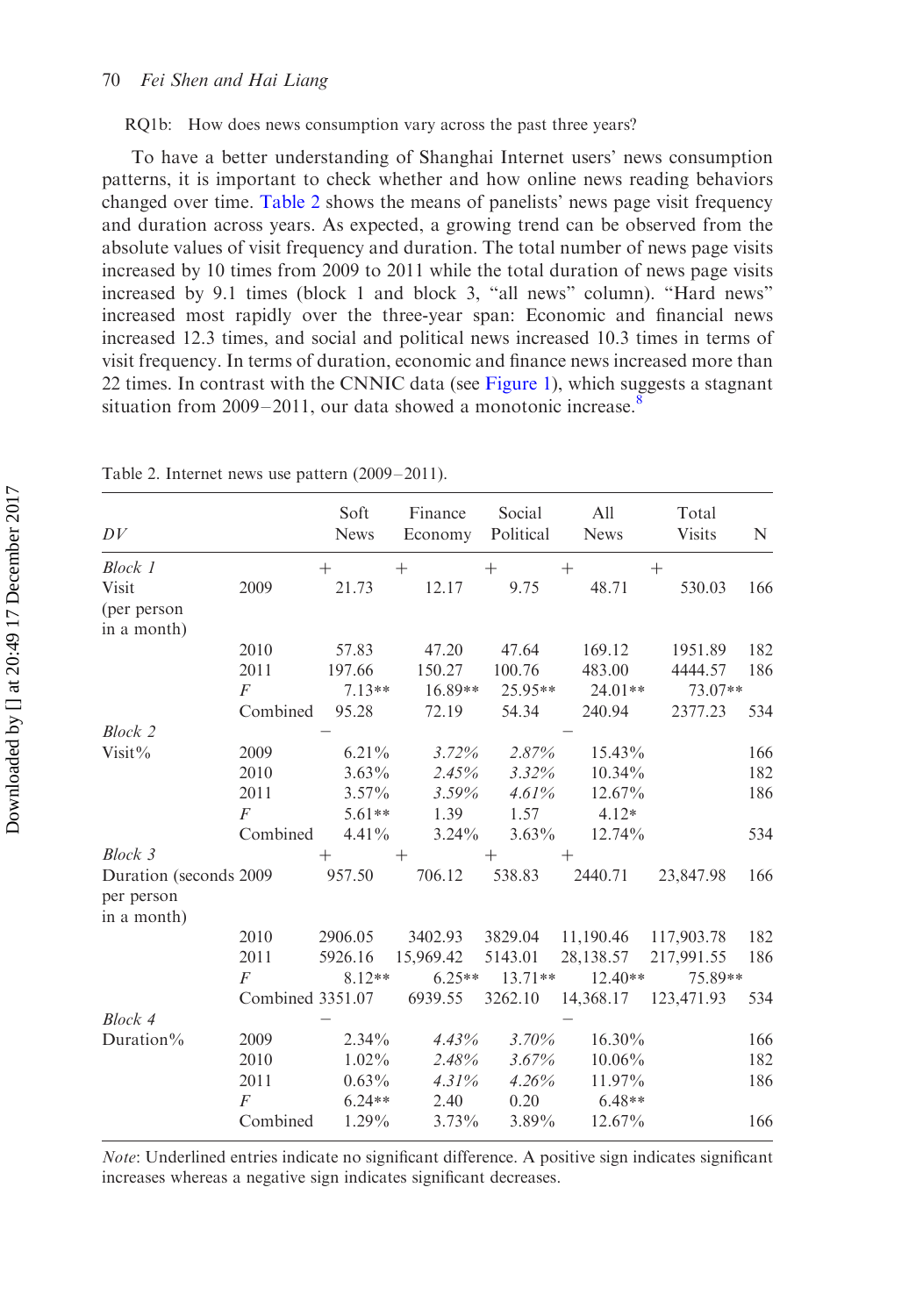RQ1b: How does news consumption vary across the past three years?

To have a better understanding of Shanghai Internet users' news consumption patterns, it is important to check whether and how online news reading behaviors changed over time. Table 2 shows the means of panelists' news page visit frequency and duration across years. As expected, a growing trend can be observed from the absolute values of visit frequency and duration. The total number of news page visits increased by 10 times from 2009 to 2011 while the total duration of news page visits increased by 9.1 times (block 1 and block 3, "all news" column). "Hard news" increased most rapidly over the three-year span: Economic and financial news increased 12.3 times, and social and political news increased 10.3 times in terms of visit frequency. In terms of duration, economic and finance news increased more than 22 times. In contrast with the CNNIC data (see Figure 1), which suggests a stagnant situation from 2009–2011, our data showed a monotonic increase.[8]

Table 2. Internet news use pattern (2009–2011).

| DV | | Soft News | Finance Economy | Social Political | All News | Total Visits | N |
|---|---|---|---|---|---|---|---|
| *Block 1* | | + | + | + | + | + | |
| Visit (per person in a month) | 2009 | 21.73 | 12.17 | 9.75 | 48.71 | 530.03 | 166 |
| | 2010 | 57.83 | 47.20 | 47.64 | 169.12 | 1951.89 | 182 |
| | 2011 | 197.66 | 150.27 | 100.76 | 483.00 | 4444.57 | 186 |
| | *F* | 7.13** | 16.89** | 25.95** | 24.01** | 73.07** | |
| | Combined | 95.28 | 72.19 | 54.34 | 240.94 | 2377.23 | 534 |
| *Block 2* | | − | | | − | | |
| Visit% | 2009 | 6.21% | *3.72%* | *2.87%* | 15.43% | | 166 |
| | 2010 | 3.63% | *2.45%* | *3.32%* | 10.34% | | 182 |
| | 2011 | 3.57% | *3.59%* | *4.61%* | 12.67% | | 186 |
| | *F* | 5.61** | 1.39 | 1.57 | 4.12* | | |
| | Combined | 4.41% | 3.24% | 3.63% | 12.74% | | 534 |
| *Block 3* | | + | + | + | + | | |
| Duration (seconds per person in a month) | 2009 | 957.50 | 706.12 | 538.83 | 2440.71 | 23,847.98 | 166 |
| | 2010 | 2906.05 | 3402.93 | 3829.04 | 11,190.46 | 117,903.78 | 182 |
| | 2011 | 5926.16 | 15,969.42 | 5143.01 | 28,138.57 | 217,991.55 | 186 |
| | *F* | 8.12** | 6.25** | 13.71** | 12.40** | 75.89** | |
| | Combined | 3351.07 | 6939.55 | 3262.10 | 14,368.17 | 123,471.93 | 534 |
| *Block 4* | | − | | | − | | |
| Duration% | 2009 | 2.34% | *4.43%* | *3.70%* | 16.30% | | 166 |
| | 2010 | 1.02% | *2.48%* | *3.67%* | 10.06% | | 182 |
| | 2011 | 0.63% | *4.31%* | *4.26%* | 11.97% | | 186 |
| | *F* | 6.24** | 2.40 | 0.20 | 6.48** | | |
| | Combined | 1.29% | 3.73% | 3.89% | 12.67% | | 166 |

*Note*: Underlined entries indicate no significant difference. A positive sign indicates significant increases whereas a negative sign indicates significant decreases.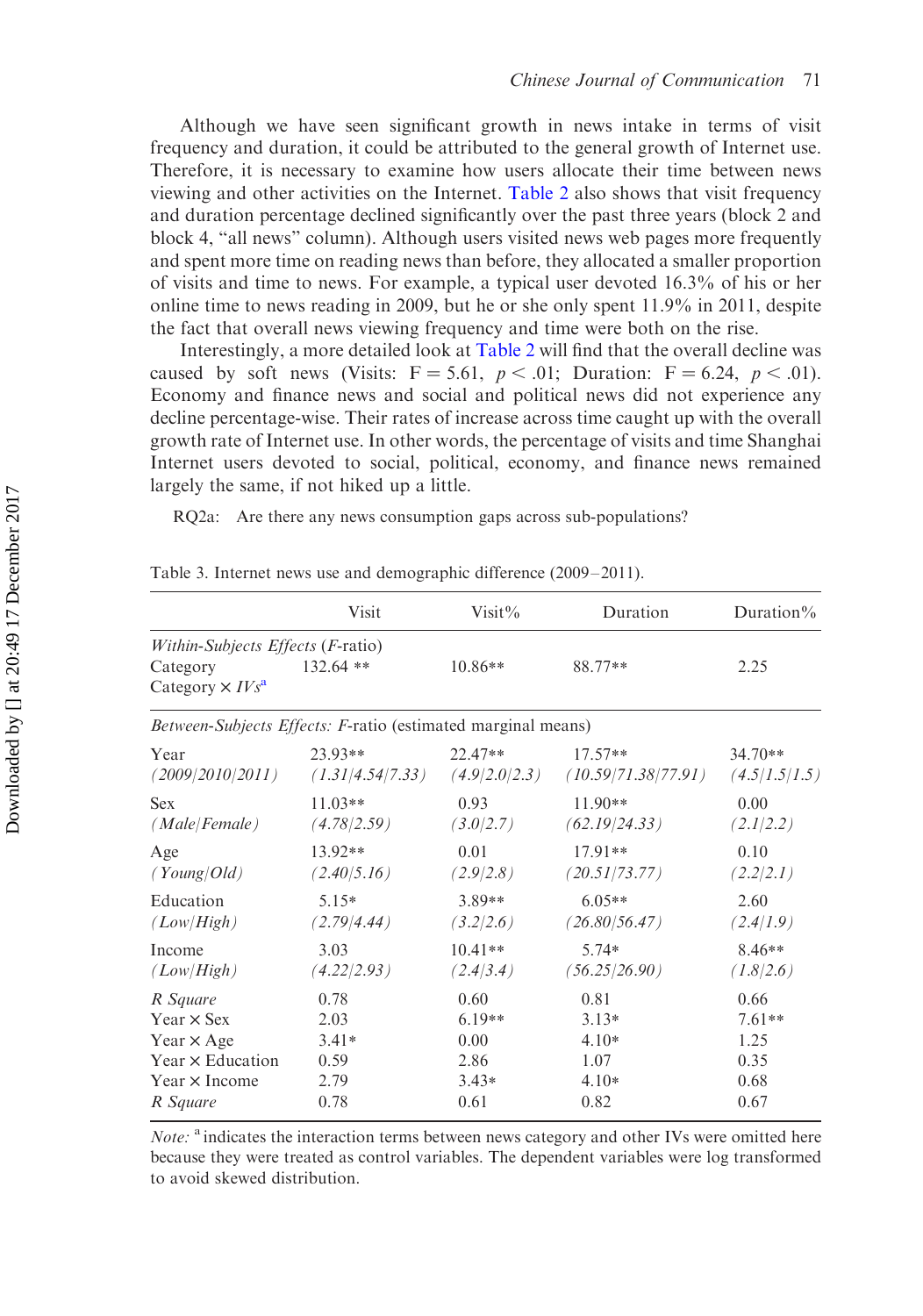Although we have seen significant growth in news intake in terms of visit frequency and duration, it could be attributed to the general growth of Internet use. Therefore, it is necessary to examine how users allocate their time between news viewing and other activities on the Internet. Table 2 also shows that visit frequency and duration percentage declined significantly over the past three years (block 2 and block 4, "all news" column). Although users visited news web pages more frequently and spent more time on reading news than before, they allocated a smaller proportion of visits and time to news. For example, a typical user devoted 16.3% of his or her online time to news reading in 2009, but he or she only spent 11.9% in 2011, despite the fact that overall news viewing frequency and time were both on the rise.

Interestingly, a more detailed look at Table 2 will find that the overall decline was caused by soft news (Visits: $F = 5.61$, $p < .01$; Duration: $F = 6.24$, $p < .01$). Economy and finance news and social and political news did not experience any decline percentage-wise. Their rates of increase across time caught up with the overall growth rate of Internet use. In other words, the percentage of visits and time Shanghai Internet users devoted to social, political, economy, and finance news remained largely the same, if not hiked up a little.

RQ2a: Are there any news consumption gaps across sub-populations?

Table 3. Internet news use and demographic difference (2009–2011).

| | Visit | Visit% | Duration | Duration% |
|---|---|---|---|---|
| *Within-Subjects Effects* (*F*-ratio) | | | | |
| Category | 132.64 ** | 10.86** | 88.77** | 2.25 |
| Category × *IVs*[a] | | | | |
| *Between-Subjects Effects: F*-ratio (estimated marginal means) | | | | |
| Year | 23.93** | 22.47** | 17.57** | 34.70** |
| *(2009/2010/2011)* | *(1.31/4.54/7.33)* | *(4.9/2.0/2.3)* | *(10.59/71.38/77.91)* | *(4.5/1.5/1.5)* |
| Sex | 11.03** | 0.93 | 11.90** | 0.00 |
| *(Male/Female)* | *(4.78/2.59)* | *(3.0/2.7)* | *(62.19/24.33)* | *(2.1/2.2)* |
| Age | 13.92** | 0.01 | 17.91** | 0.10 |
| *(Young/Old)* | *(2.40/5.16)* | *(2.9/2.8)* | *(20.51/73.77)* | *(2.2/2.1)* |
| Education | 5.15* | 3.89** | 6.05** | 2.60 |
| *(Low/High)* | *(2.79/4.44)* | *(3.2/2.6)* | *(26.80/56.47)* | *(2.4/1.9)* |
| Income | 3.03 | 10.41** | 5.74* | 8.46** |
| *(Low/High)* | *(4.22/2.93)* | *(2.4/3.4)* | *(56.25/26.90)* | *(1.8/2.6)* |
| *R Square* | 0.78 | 0.60 | 0.81 | 0.66 |
| Year × Sex | 2.03 | 6.19** | 3.13* | 7.61** |
| Year × Age | 3.41* | 0.00 | 4.10* | 1.25 |
| Year × Education | 0.59 | 2.86 | 1.07 | 0.35 |
| Year × Income | 2.79 | 3.43* | 4.10* | 0.68 |
| *R Square* | 0.78 | 0.61 | 0.82 | 0.67 |

*Note:* [a] indicates the interaction terms between news category and other IVs were omitted here because they were treated as control variables. The dependent variables were log transformed to avoid skewed distribution.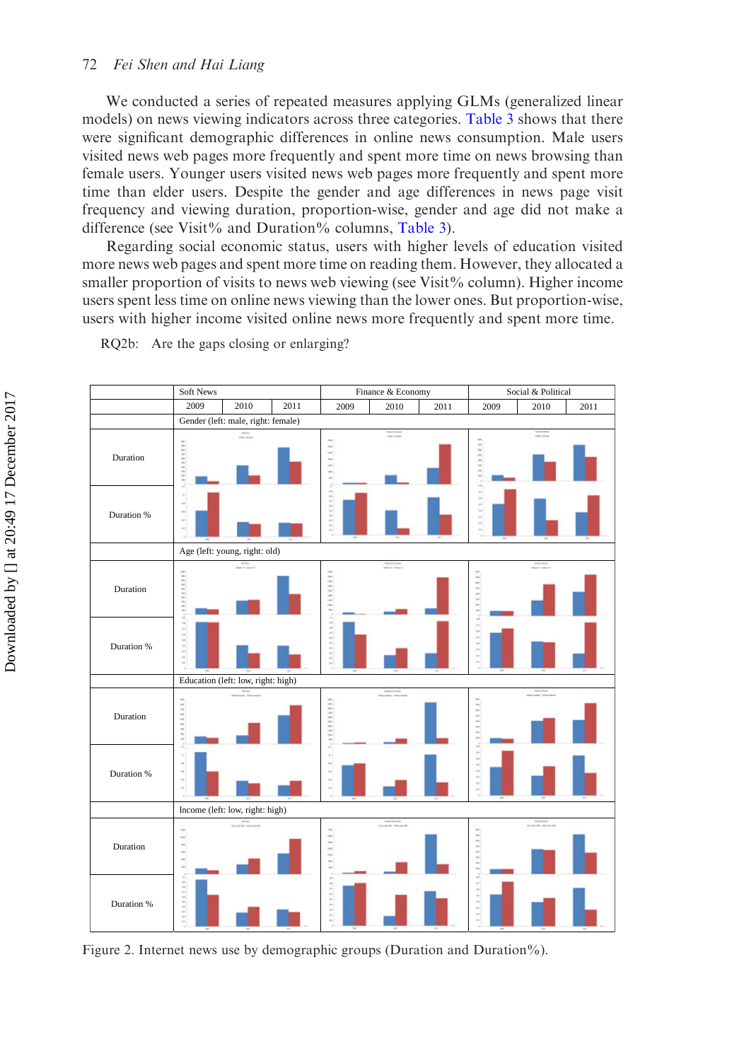We conducted a series of repeated measures applying GLMs (generalized linear models) on news viewing indicators across three categories. Table 3 shows that there were significant demographic differences in online news consumption. Male users visited news web pages more frequently and spent more time on news browsing than female users. Younger users visited news web pages more frequently and spent more time than elder users. Despite the gender and age differences in news page visit frequency and viewing duration, proportion-wise, gender and age did not make a difference (see Visit% and Duration% columns, Table 3).

Regarding social economic status, users with higher levels of education visited more news web pages and spent more time on reading them. However, they allocated a smaller proportion of visits to news web viewing (see Visit% column). Higher income users spent less time on online news viewing than the lower ones. But proportion-wise, users with higher income visited online news more frequently and spent more time.

RQ2b: Are the gaps closing or enlarging?

|  | Soft News | | | Finance & Economy | | | Social & Political | | |
|---|---|---|---|---|---|---|---|---|---|
|  | 2009 | 2010 | 2011 | 2009 | 2010 | 2011 | 2009 | 2010 | 2011 |
|  | Gender (left: male, right: female) | | | | | | | | |
| Duration | | | | | | | | | |
| Duration % | | | | | | | | | |
|  | Age (left: young, right: old) | | | | | | | | |
| Duration | | | | | | | | | |
| Duration % | | | | | | | | | |
|  | Education (left: low, right: high) | | | | | | | | |
| Duration | | | | | | | | | |
| Duration % | | | | | | | | | |
|  | Income (left: low, right: high) | | | | | | | | |
| Duration | | | | | | | | | |
| Duration % | | | | | | | | | |

Figure 2. Internet news use by demographic groups (Duration and Duration%).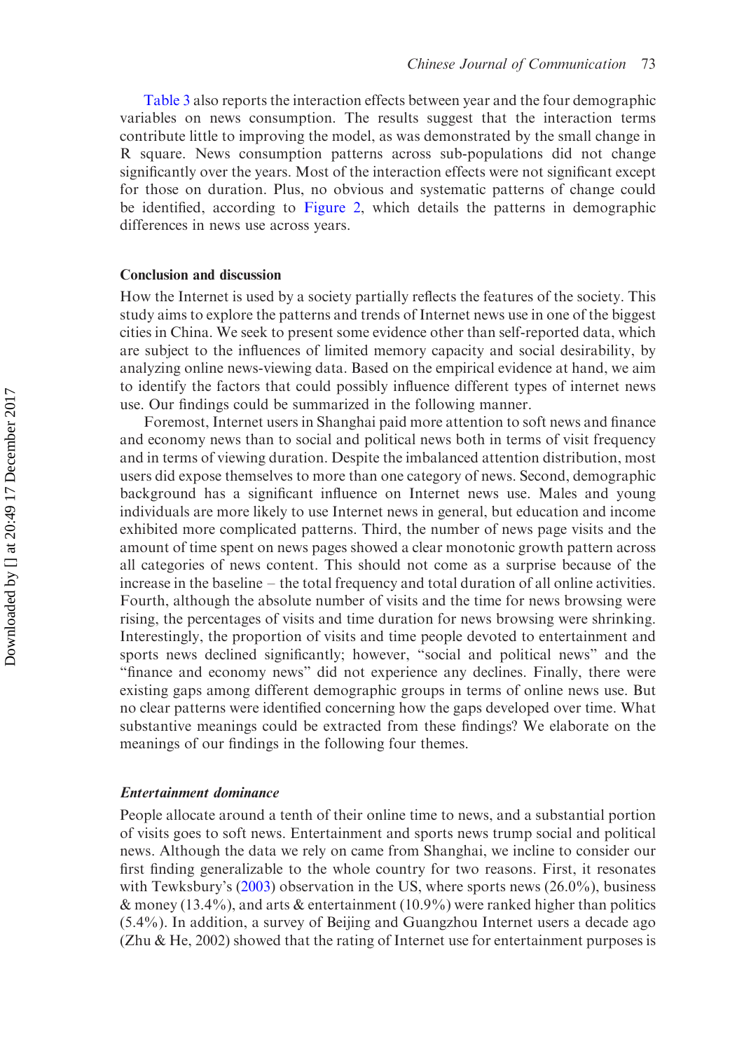Table 3 also reports the interaction effects between year and the four demographic variables on news consumption. The results suggest that the interaction terms contribute little to improving the model, as was demonstrated by the small change in R square. News consumption patterns across sub-populations did not change significantly over the years. Most of the interaction effects were not significant except for those on duration. Plus, no obvious and systematic patterns of change could be identified, according to Figure 2, which details the patterns in demographic differences in news use across years.

### Conclusion and discussion

How the Internet is used by a society partially reflects the features of the society. This study aims to explore the patterns and trends of Internet news use in one of the biggest cities in China. We seek to present some evidence other than self-reported data, which are subject to the influences of limited memory capacity and social desirability, by analyzing online news-viewing data. Based on the empirical evidence at hand, we aim to identify the factors that could possibly influence different types of internet news use. Our findings could be summarized in the following manner.

Foremost, Internet users in Shanghai paid more attention to soft news and finance and economy news than to social and political news both in terms of visit frequency and in terms of viewing duration. Despite the imbalanced attention distribution, most users did expose themselves to more than one category of news. Second, demographic background has a significant influence on Internet news use. Males and young individuals are more likely to use Internet news in general, but education and income exhibited more complicated patterns. Third, the number of news page visits and the amount of time spent on news pages showed a clear monotonic growth pattern across all categories of news content. This should not come as a surprise because of the increase in the baseline – the total frequency and total duration of all online activities. Fourth, although the absolute number of visits and the time for news browsing were rising, the percentages of visits and time duration for news browsing were shrinking. Interestingly, the proportion of visits and time people devoted to entertainment and sports news declined significantly; however, "social and political news" and the "finance and economy news" did not experience any declines. Finally, there were existing gaps among different demographic groups in terms of online news use. But no clear patterns were identified concerning how the gaps developed over time. What substantive meanings could be extracted from these findings? We elaborate on the meanings of our findings in the following four themes.

#### *Entertainment dominance*

People allocate around a tenth of their online time to news, and a substantial portion of visits goes to soft news. Entertainment and sports news trump social and political news. Although the data we rely on came from Shanghai, we incline to consider our first finding generalizable to the whole country for two reasons. First, it resonates with Tewksbury's (2003) observation in the US, where sports news (26.0%), business & money (13.4%), and arts & entertainment (10.9%) were ranked higher than politics (5.4%). In addition, a survey of Beijing and Guangzhou Internet users a decade ago (Zhu & He, 2002) showed that the rating of Internet use for entertainment purposes is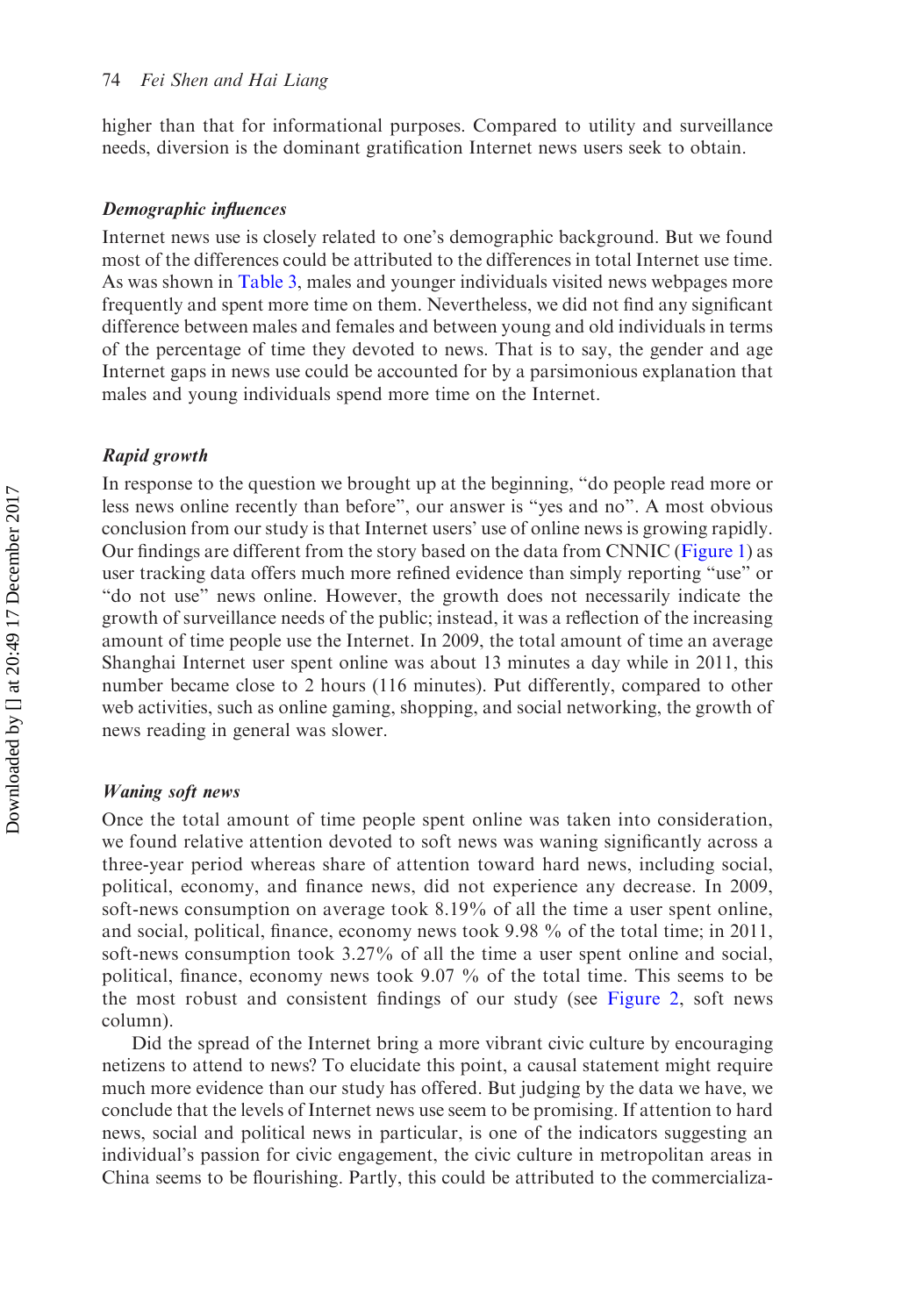higher than that for informational purposes. Compared to utility and surveillance needs, diversion is the dominant gratification Internet news users seek to obtain.

### *Demographic influences*

Internet news use is closely related to one's demographic background. But we found most of the differences could be attributed to the differences in total Internet use time. As was shown in Table 3, males and younger individuals visited news webpages more frequently and spent more time on them. Nevertheless, we did not find any significant difference between males and females and between young and old individuals in terms of the percentage of time they devoted to news. That is to say, the gender and age Internet gaps in news use could be accounted for by a parsimonious explanation that males and young individuals spend more time on the Internet.

### *Rapid growth*

In response to the question we brought up at the beginning, "do people read more or less news online recently than before", our answer is "yes and no". A most obvious conclusion from our study is that Internet users' use of online news is growing rapidly. Our findings are different from the story based on the data from CNNIC (Figure 1) as user tracking data offers much more refined evidence than simply reporting "use" or "do not use" news online. However, the growth does not necessarily indicate the growth of surveillance needs of the public; instead, it was a reflection of the increasing amount of time people use the Internet. In 2009, the total amount of time an average Shanghai Internet user spent online was about 13 minutes a day while in 2011, this number became close to 2 hours (116 minutes). Put differently, compared to other web activities, such as online gaming, shopping, and social networking, the growth of news reading in general was slower.

### *Waning soft news*

Once the total amount of time people spent online was taken into consideration, we found relative attention devoted to soft news was waning significantly across a three-year period whereas share of attention toward hard news, including social, political, economy, and finance news, did not experience any decrease. In 2009, soft-news consumption on average took 8.19% of all the time a user spent online, and social, political, finance, economy news took 9.98 % of the total time; in 2011, soft-news consumption took 3.27% of all the time a user spent online and social, political, finance, economy news took 9.07 % of the total time. This seems to be the most robust and consistent findings of our study (see Figure 2, soft news column).

Did the spread of the Internet bring a more vibrant civic culture by encouraging netizens to attend to news? To elucidate this point, a causal statement might require much more evidence than our study has offered. But judging by the data we have, we conclude that the levels of Internet news use seem to be promising. If attention to hard news, social and political news in particular, is one of the indicators suggesting an individual's passion for civic engagement, the civic culture in metropolitan areas in China seems to be flourishing. Partly, this could be attributed to the commercializa-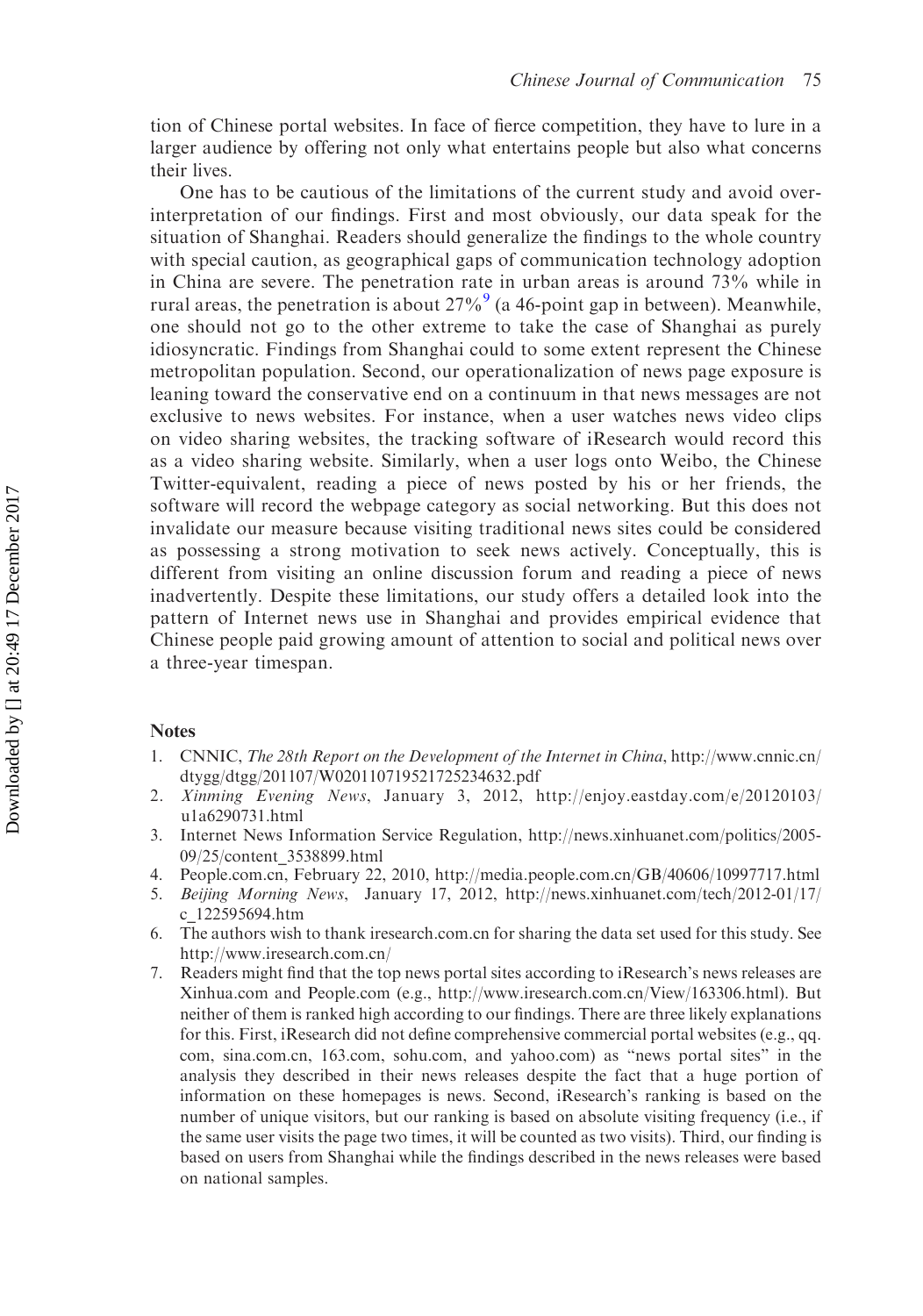tion of Chinese portal websites. In face of fierce competition, they have to lure in a larger audience by offering not only what entertains people but also what concerns their lives.

One has to be cautious of the limitations of the current study and avoid over-interpretation of our findings. First and most obviously, our data speak for the situation of Shanghai. Readers should generalize the findings to the whole country with special caution, as geographical gaps of communication technology adoption in China are severe. The penetration rate in urban areas is around 73% while in rural areas, the penetration is about 27%[9] (a 46-point gap in between). Meanwhile, one should not go to the other extreme to take the case of Shanghai as purely idiosyncratic. Findings from Shanghai could to some extent represent the Chinese metropolitan population. Second, our operationalization of news page exposure is leaning toward the conservative end on a continuum in that news messages are not exclusive to news websites. For instance, when a user watches news video clips on video sharing websites, the tracking software of iResearch would record this as a video sharing website. Similarly, when a user logs onto Weibo, the Chinese Twitter-equivalent, reading a piece of news posted by his or her friends, the software will record the webpage category as social networking. But this does not invalidate our measure because visiting traditional news sites could be considered as possessing a strong motivation to seek news actively. Conceptually, this is different from visiting an online discussion forum and reading a piece of news inadvertently. Despite these limitations, our study offers a detailed look into the pattern of Internet news use in Shanghai and provides empirical evidence that Chinese people paid growing amount of attention to social and political news over a three-year timespan.

## Notes

1. CNNIC, *The 28th Report on the Development of the Internet in China*, http://www.cnnic.cn/dtygg/dtgg/201107/W020110719521725234632.pdf
2. *Xinming Evening News*, January 3, 2012, http://enjoy.eastday.com/e/20120103/u1a6290731.html
3. Internet News Information Service Regulation, http://news.xinhuanet.com/politics/2005-09/25/content_3538899.html
4. People.com.cn, February 22, 2010, http://media.people.com.cn/GB/40606/10997717.html
5. *Beijing Morning News*, January 17, 2012, http://news.xinhuanet.com/tech/2012-01/17/c_122595694.htm
6. The authors wish to thank iresearch.com.cn for sharing the data set used for this study. See http://www.iresearch.com.cn/
7. Readers might find that the top news portal sites according to iResearch's news releases are Xinhua.com and People.com (e.g., http://www.iresearch.com.cn/View/163306.html). But neither of them is ranked high according to our findings. There are three likely explanations for this. First, iResearch did not define comprehensive commercial portal websites (e.g., qq.com, sina.com.cn, 163.com, sohu.com, and yahoo.com) as "news portal sites" in the analysis they described in their news releases despite the fact that a huge portion of information on these homepages is news. Second, iResearch's ranking is based on the number of unique visitors, but our ranking is based on absolute visiting frequency (i.e., if the same user visits the page two times, it will be counted as two visits). Third, our finding is based on users from Shanghai while the findings described in the news releases were based on national samples.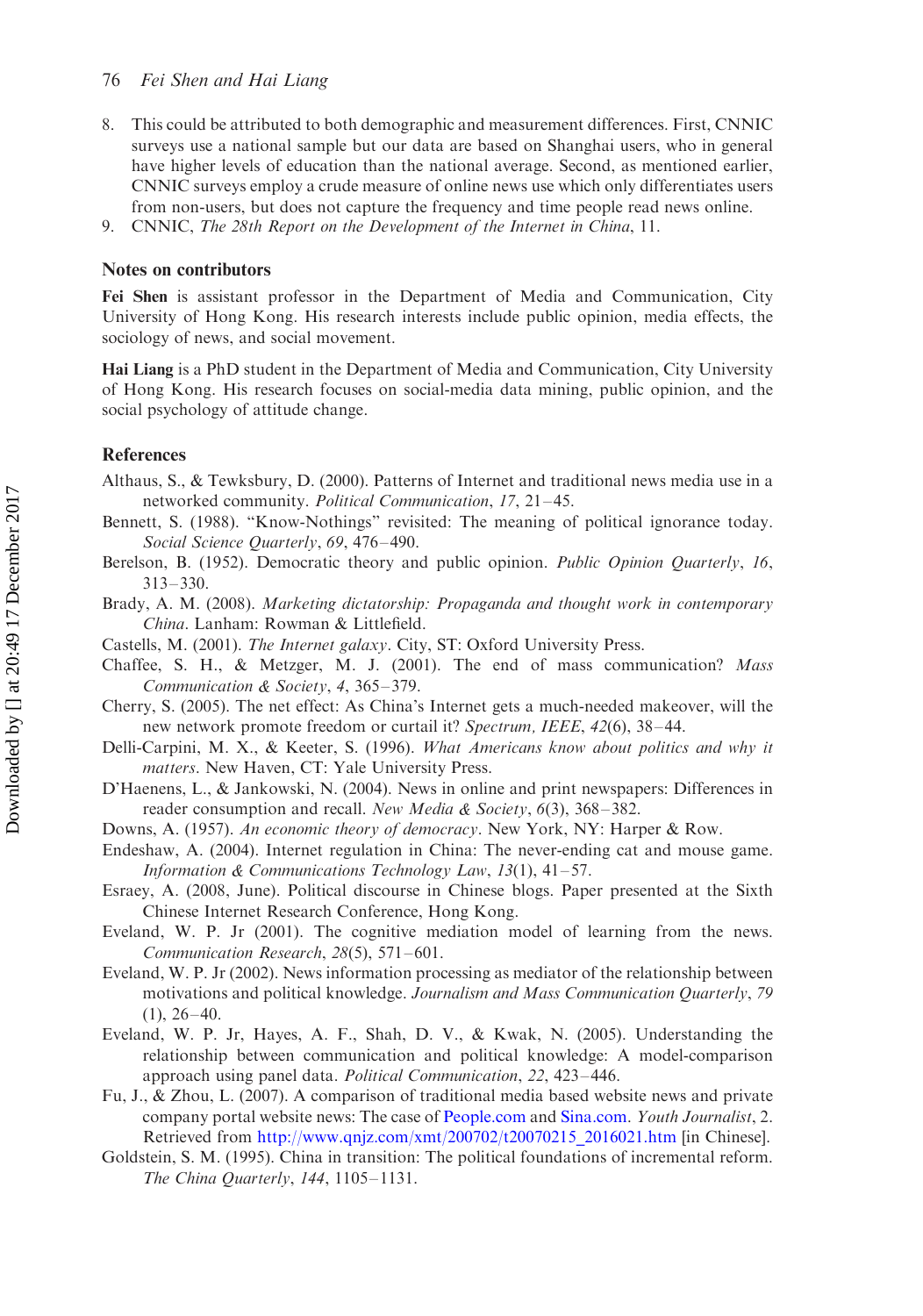8. This could be attributed to both demographic and measurement differences. First, CNNIC surveys use a national sample but our data are based on Shanghai users, who in general have higher levels of education than the national average. Second, as mentioned earlier, CNNIC surveys employ a crude measure of online news use which only differentiates users from non-users, but does not capture the frequency and time people read news online.
9. CNNIC, *The 28th Report on the Development of the Internet in China*, 11.

## Notes on contributors

**Fei Shen** is assistant professor in the Department of Media and Communication, City University of Hong Kong. His research interests include public opinion, media effects, the sociology of news, and social movement.

**Hai Liang** is a PhD student in the Department of Media and Communication, City University of Hong Kong. His research focuses on social-media data mining, public opinion, and the social psychology of attitude change.

## References

Althaus, S., & Tewksbury, D. (2000). Patterns of Internet and traditional news media use in a networked community. *Political Communication*, *17*, 21–45.

Bennett, S. (1988). "Know-Nothings" revisited: The meaning of political ignorance today. *Social Science Quarterly*, *69*, 476–490.

Berelson, B. (1952). Democratic theory and public opinion. *Public Opinion Quarterly*, *16*, 313–330.

Brady, A. M. (2008). *Marketing dictatorship: Propaganda and thought work in contemporary China*. Lanham: Rowman & Littlefield.

Castells, M. (2001). *The Internet galaxy*. City, ST: Oxford University Press.

Chaffee, S. H., & Metzger, M. J. (2001). The end of mass communication? *Mass Communication & Society*, *4*, 365–379.

Cherry, S. (2005). The net effect: As China's Internet gets a much-needed makeover, will the new network promote freedom or curtail it? *Spectrum, IEEE*, *42*(6), 38–44.

Delli-Carpini, M. X., & Keeter, S. (1996). *What Americans know about politics and why it matters*. New Haven, CT: Yale University Press.

D'Haenens, L., & Jankowski, N. (2004). News in online and print newspapers: Differences in reader consumption and recall. *New Media & Society*, *6*(3), 368–382.

Downs, A. (1957). *An economic theory of democracy*. New York, NY: Harper & Row.

Endeshaw, A. (2004). Internet regulation in China: The never-ending cat and mouse game. *Information & Communications Technology Law*, *13*(1), 41–57.

Esraey, A. (2008, June). Political discourse in Chinese blogs. Paper presented at the Sixth Chinese Internet Research Conference, Hong Kong.

Eveland, W. P. Jr (2001). The cognitive mediation model of learning from the news. *Communication Research*, *28*(5), 571–601.

Eveland, W. P. Jr (2002). News information processing as mediator of the relationship between motivations and political knowledge. *Journalism and Mass Communication Quarterly*, *79* (1), 26–40.

Eveland, W. P. Jr, Hayes, A. F., Shah, D. V., & Kwak, N. (2005). Understanding the relationship between communication and political knowledge: A model-comparison approach using panel data. *Political Communication*, *22*, 423–446.

Fu, J., & Zhou, L. (2007). A comparison of traditional media based website news and private company portal website news: The case of People.com and Sina.com. *Youth Journalist*, 2. Retrieved from http://www.qnjz.com/xmt/200702/t20070215_2016021.htm [in Chinese].

Goldstein, S. M. (1995). China in transition: The political foundations of incremental reform. *The China Quarterly*, *144*, 1105–1131.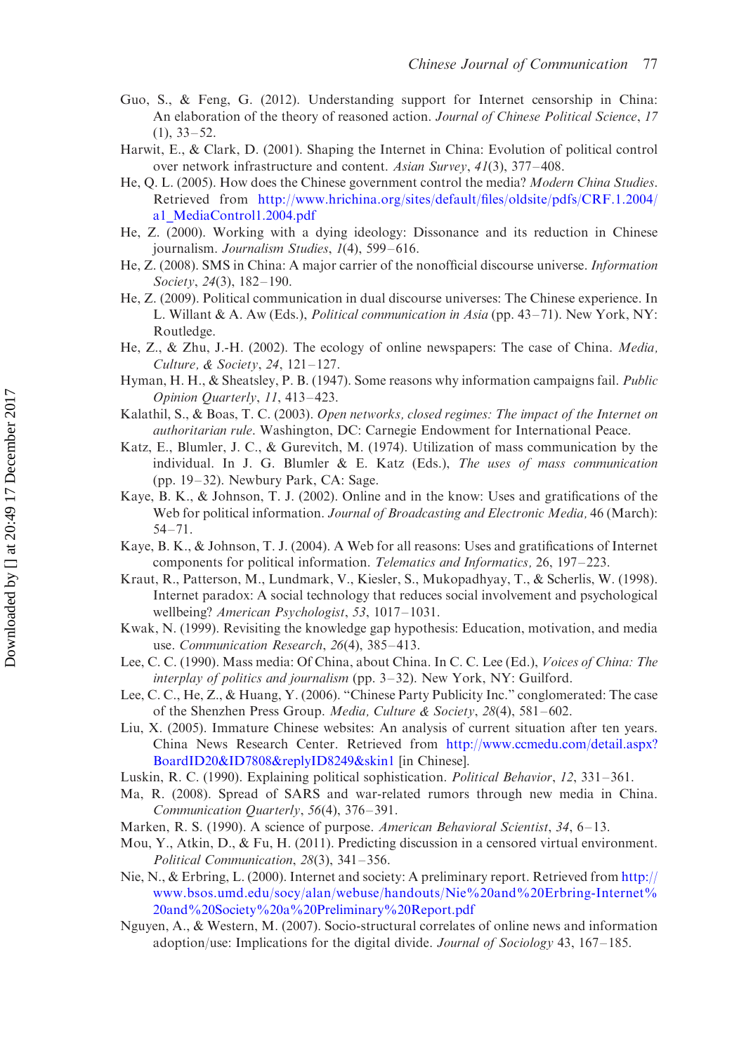Guo, S., & Feng, G. (2012). Understanding support for Internet censorship in China: An elaboration of the theory of reasoned action. *Journal of Chinese Political Science*, *17* (1), 33–52.

Harwit, E., & Clark, D. (2001). Shaping the Internet in China: Evolution of political control over network infrastructure and content. *Asian Survey*, *41*(3), 377–408.

He, Q. L. (2005). How does the Chinese government control the media? *Modern China Studies*. Retrieved from http://www.hrichina.org/sites/default/files/oldsite/pdfs/CRF.1.2004/a1_MediaControl1.2004.pdf

He, Z. (2000). Working with a dying ideology: Dissonance and its reduction in Chinese journalism. *Journalism Studies*, *1*(4), 599–616.

He, Z. (2008). SMS in China: A major carrier of the nonofficial discourse universe. *Information Society*, *24*(3), 182–190.

He, Z. (2009). Political communication in dual discourse universes: The Chinese experience. In L. Willant & A. Aw (Eds.), *Political communication in Asia* (pp. 43–71). New York, NY: Routledge.

He, Z., & Zhu, J.-H. (2002). The ecology of online newspapers: The case of China. *Media, Culture, & Society*, *24*, 121–127.

Hyman, H. H., & Sheatsley, P. B. (1947). Some reasons why information campaigns fail. *Public Opinion Quarterly*, *11*, 413–423.

Kalathil, S., & Boas, T. C. (2003). *Open networks, closed regimes: The impact of the Internet on authoritarian rule*. Washington, DC: Carnegie Endowment for International Peace.

Katz, E., Blumler, J. C., & Gurevitch, M. (1974). Utilization of mass communication by the individual. In J. G. Blumler & E. Katz (Eds.), *The uses of mass communication* (pp. 19–32). Newbury Park, CA: Sage.

Kaye, B. K., & Johnson, T. J. (2002). Online and in the know: Uses and gratifications of the Web for political information. *Journal of Broadcasting and Electronic Media,* 46 (March): 54–71.

Kaye, B. K., & Johnson, T. J. (2004). A Web for all reasons: Uses and gratifications of Internet components for political information. *Telematics and Informatics,* 26, 197–223.

Kraut, R., Patterson, M., Lundmark, V., Kiesler, S., Mukopadhyay, T., & Scherlis, W. (1998). Internet paradox: A social technology that reduces social involvement and psychological wellbeing? *American Psychologist*, *53*, 1017–1031.

Kwak, N. (1999). Revisiting the knowledge gap hypothesis: Education, motivation, and media use. *Communication Research*, *26*(4), 385–413.

Lee, C. C. (1990). Mass media: Of China, about China. In C. C. Lee (Ed.), *Voices of China: The interplay of politics and journalism* (pp. 3–32). New York, NY: Guilford.

Lee, C. C., He, Z., & Huang, Y. (2006). "Chinese Party Publicity Inc." conglomerated: The case of the Shenzhen Press Group. *Media, Culture & Society*, *28*(4), 581–602.

Liu, X. (2005). Immature Chinese websites: An analysis of current situation after ten years. China News Research Center. Retrieved from http://www.ccmedu.com/detail.aspx?BoardID20&ID7808&replyID8249&skin1 [in Chinese].

Luskin, R. C. (1990). Explaining political sophistication. *Political Behavior*, *12*, 331–361.

Ma, R. (2008). Spread of SARS and war-related rumors through new media in China. *Communication Quarterly*, *56*(4), 376–391.

Marken, R. S. (1990). A science of purpose. *American Behavioral Scientist*, *34*, 6–13.

Mou, Y., Atkin, D., & Fu, H. (2011). Predicting discussion in a censored virtual environment. *Political Communication*, *28*(3), 341–356.

Nie, N., & Erbring, L. (2000). Internet and society: A preliminary report. Retrieved from http://www.bsos.umd.edu/socy/alan/webuse/handouts/Nie%20and%20Erbring-Internet%20and%20Society%20a%20Preliminary%20Report.pdf

Nguyen, A., & Western, M. (2007). Socio-structural correlates of online news and information adoption/use: Implications for the digital divide. *Journal of Sociology* 43, 167–185.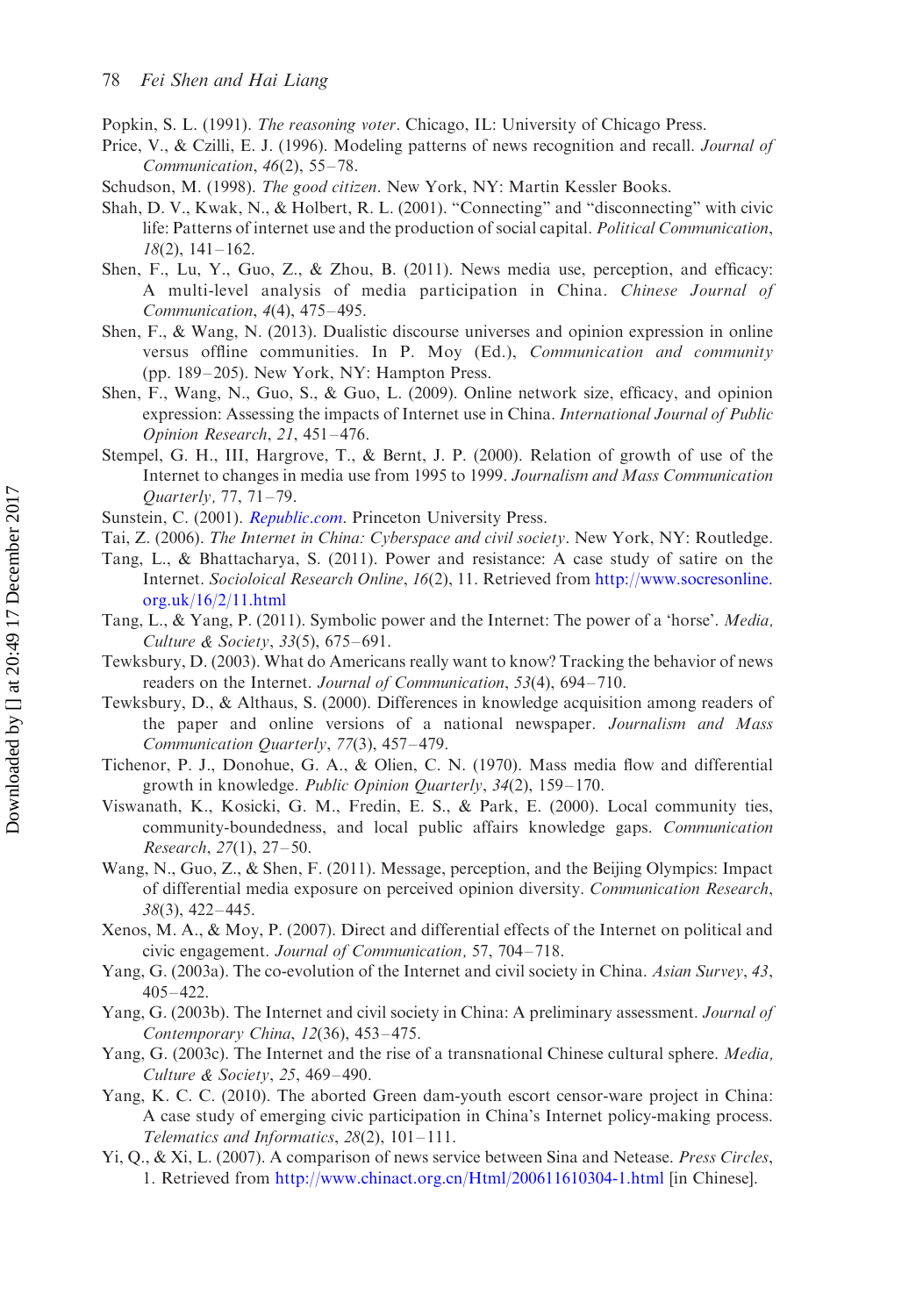Popkin, S. L. (1991). *The reasoning voter*. Chicago, IL: University of Chicago Press.

Price, V., & Czilli, E. J. (1996). Modeling patterns of news recognition and recall. *Journal of Communication*, *46*(2), 55–78.

Schudson, M. (1998). *The good citizen*. New York, NY: Martin Kessler Books.

Shah, D. V., Kwak, N., & Holbert, R. L. (2001). "Connecting" and "disconnecting" with civic life: Patterns of internet use and the production of social capital. *Political Communication*, *18*(2), 141–162.

Shen, F., Lu, Y., Guo, Z., & Zhou, B. (2011). News media use, perception, and efficacy: A multi-level analysis of media participation in China. *Chinese Journal of Communication*, *4*(4), 475–495.

Shen, F., & Wang, N. (2013). Dualistic discourse universes and opinion expression in online versus offline communities. In P. Moy (Ed.), *Communication and community* (pp. 189–205). New York, NY: Hampton Press.

Shen, F., Wang, N., Guo, S., & Guo, L. (2009). Online network size, efficacy, and opinion expression: Assessing the impacts of Internet use in China. *International Journal of Public Opinion Research*, *21*, 451–476.

Stempel, G. H., III, Hargrove, T., & Bernt, J. P. (2000). Relation of growth of use of the Internet to changes in media use from 1995 to 1999. *Journalism and Mass Communication Quarterly*, 77, 71–79.

Sunstein, C. (2001). *Republic.com*. Princeton University Press.

Tai, Z. (2006). *The Internet in China: Cyberspace and civil society*. New York, NY: Routledge.

Tang, L., & Bhattacharya, S. (2011). Power and resistance: A case study of satire on the Internet. *Socioloical Research Online*, *16*(2), 11. Retrieved from http://www.socresonline.org.uk/16/2/11.html

Tang, L., & Yang, P. (2011). Symbolic power and the Internet: The power of a 'horse'. *Media, Culture & Society*, *33*(5), 675–691.

Tewksbury, D. (2003). What do Americans really want to know? Tracking the behavior of news readers on the Internet. *Journal of Communication*, *53*(4), 694–710.

Tewksbury, D., & Althaus, S. (2000). Differences in knowledge acquisition among readers of the paper and online versions of a national newspaper. *Journalism and Mass Communication Quarterly*, *77*(3), 457–479.

Tichenor, P. J., Donohue, G. A., & Olien, C. N. (1970). Mass media flow and differential growth in knowledge. *Public Opinion Quarterly*, *34*(2), 159–170.

Viswanath, K., Kosicki, G. M., Fredin, E. S., & Park, E. (2000). Local community ties, community-boundedness, and local public affairs knowledge gaps. *Communication Research*, *27*(1), 27–50.

Wang, N., Guo, Z., & Shen, F. (2011). Message, perception, and the Beijing Olympics: Impact of differential media exposure on perceived opinion diversity. *Communication Research*, *38*(3), 422–445.

Xenos, M. A., & Moy, P. (2007). Direct and differential effects of the Internet on political and civic engagement. *Journal of Communication,* 57, 704–718.

Yang, G. (2003a). The co-evolution of the Internet and civil society in China. *Asian Survey*, *43*, 405–422.

Yang, G. (2003b). The Internet and civil society in China: A preliminary assessment. *Journal of Contemporary China*, *12*(36), 453–475.

Yang, G. (2003c). The Internet and the rise of a transnational Chinese cultural sphere. *Media, Culture & Society*, *25*, 469–490.

Yang, K. C. C. (2010). The aborted Green dam-youth escort censor-ware project in China: A case study of emerging civic participation in China's Internet policy-making process. *Telematics and Informatics*, *28*(2), 101–111.

Yi, Q., & Xi, L. (2007). A comparison of news service between Sina and Netease. *Press Circles*, 1. Retrieved from http://www.chinact.org.cn/Html/200611610304-1.html [in Chinese].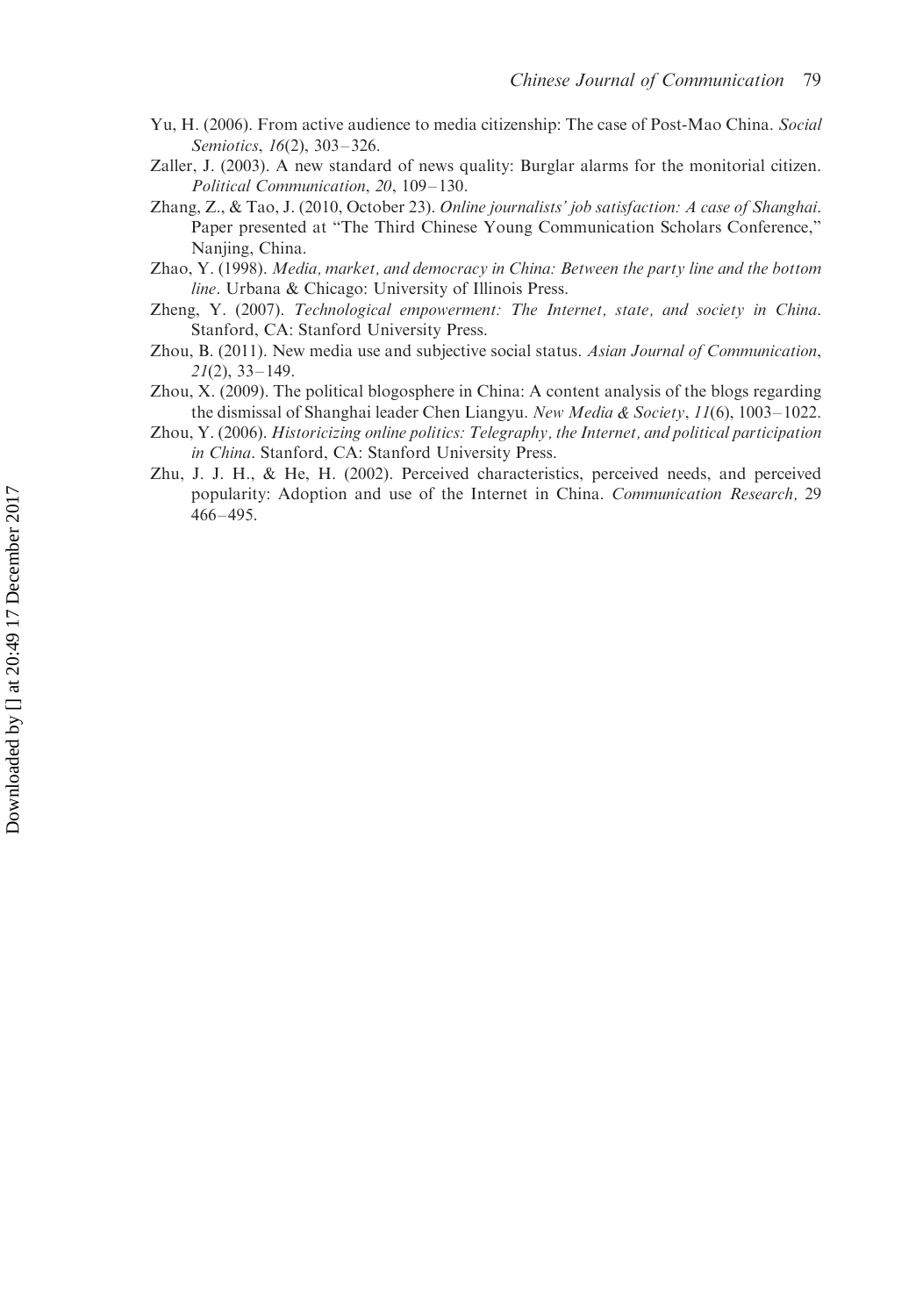Yu, H. (2006). From active audience to media citizenship: The case of Post-Mao China. *Social Semiotics*, *16*(2), 303–326.

Zaller, J. (2003). A new standard of news quality: Burglar alarms for the monitorial citizen. *Political Communication*, *20*, 109–130.

Zhang, Z., & Tao, J. (2010, October 23). *Online journalists' job satisfaction: A case of Shanghai*. Paper presented at "The Third Chinese Young Communication Scholars Conference," Nanjing, China.

Zhao, Y. (1998). *Media, market, and democracy in China: Between the party line and the bottom line*. Urbana & Chicago: University of Illinois Press.

Zheng, Y. (2007). *Technological empowerment: The Internet, state, and society in China*. Stanford, CA: Stanford University Press.

Zhou, B. (2011). New media use and subjective social status. *Asian Journal of Communication*, *21*(2), 33–149.

Zhou, X. (2009). The political blogosphere in China: A content analysis of the blogs regarding the dismissal of Shanghai leader Chen Liangyu. *New Media & Society*, *11*(6), 1003–1022.

Zhou, Y. (2006). *Historicizing online politics: Telegraphy, the Internet, and political participation in China*. Stanford, CA: Stanford University Press.

Zhu, J. J. H., & He, H. (2002). Perceived characteristics, perceived needs, and perceived popularity: Adoption and use of the Internet in China. *Communication Research,* 29 466–495.